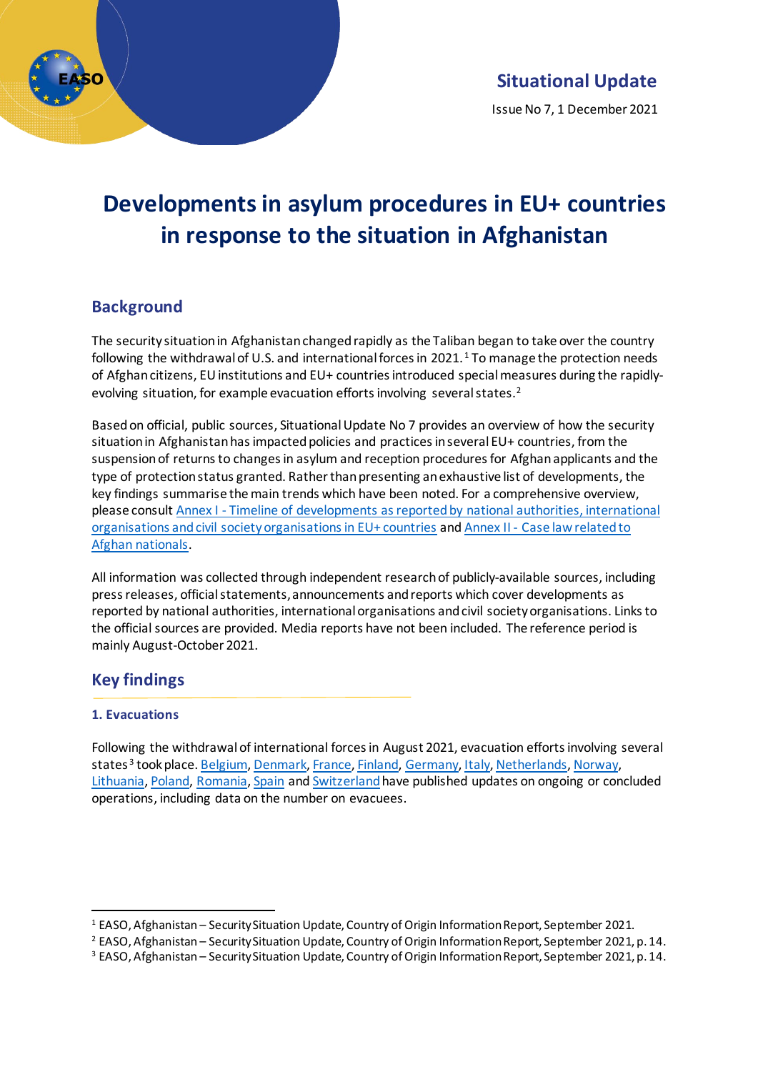**Situational Update**

Issue No 7, 1 December 2021

# Developments in asylum procedures in EU+ countries in response to the situation in Afghanistan

## Background

The security situation in Afghanistan changed rapidly as the Taliban began to take over the country following the withdrawal of U.S. and international forces in 2021.[1] To manage the protection needs of Afghan citizens, EU institutions and EU+ countries introduced special measures during the rapidly-evolving situation, for example evacuation efforts involving several states.[2]

Based on official, public sources, Situational Update No 7 provides an overview of how the security situation in Afghanistan has impacted policies and practices in several EU+ countries, from the suspension of returns to changes in asylum and reception procedures for Afghan applicants and the type of protection status granted. Rather than presenting an exhaustive list of developments, the key findings summarise the main trends which have been noted. For a comprehensive overview, please consult Annex I - Timeline of developments as reported by national authorities, international organisations and civil society organisations in EU+ countries and Annex II - Case law related to Afghan nationals.

All information was collected through independent research of publicly-available sources, including press releases, official statements, announcements and reports which cover developments as reported by national authorities, international organisations and civil society organisations. Links to the official sources are provided. Media reports have not been included. The reference period is mainly August-October 2021.

## Key findings

### 1. Evacuations

Following the withdrawal of international forces in August 2021, evacuation efforts involving several states[3] took place. Belgium, Denmark, France, Finland, Germany, Italy, Netherlands, Norway, Lithuania, Poland, Romania, Spain and Switzerland have published updates on ongoing or concluded operations, including data on the number on evacuees.

---

[1] EASO, Afghanistan – Security Situation Update, Country of Origin Information Report, September 2021.

[2] EASO, Afghanistan – Security Situation Update, Country of Origin Information Report, September 2021, p. 14.

[3] EASO, Afghanistan – Security Situation Update, Country of Origin Information Report, September 2021, p. 14.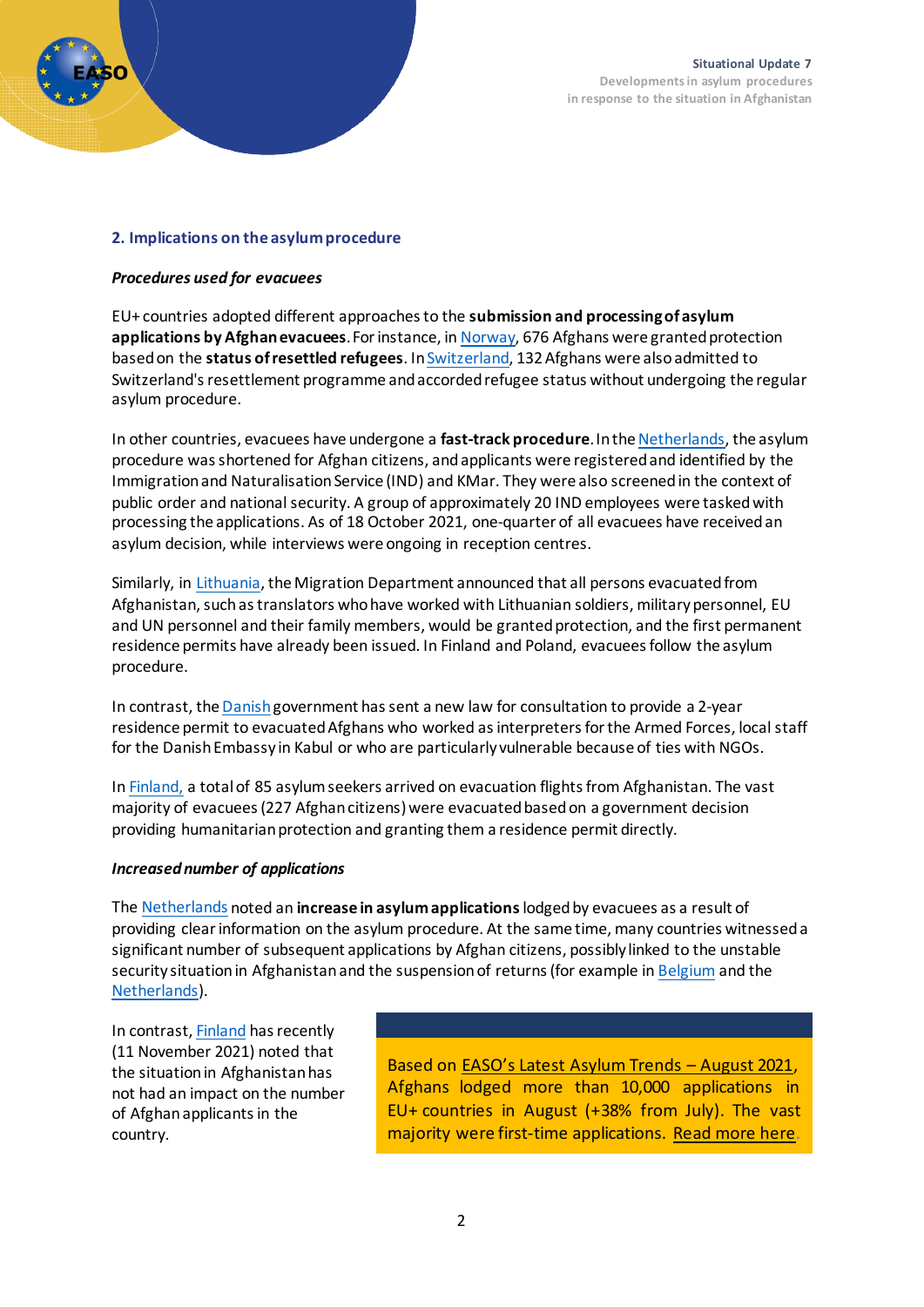## 2. Implications on the asylum procedure

***Procedures used for evacuees***

EU+ countries adopted different approaches to the **submission and processing of asylum applications by Afghan evacuees**. For instance, in Norway, 676 Afghans were granted protection based on the **status of resettled refugees**. In Switzerland, 132 Afghans were also admitted to Switzerland's resettlement programme and accorded refugee status without undergoing the regular asylum procedure.

In other countries, evacuees have undergone a **fast-track procedure**. In the Netherlands, the asylum procedure was shortened for Afghan citizens, and applicants were registered and identified by the Immigration and Naturalisation Service (IND) and KMar. They were also screened in the context of public order and national security. A group of approximately 20 IND employees were tasked with processing the applications. As of 18 October 2021, one-quarter of all evacuees have received an asylum decision, while interviews were ongoing in reception centres.

Similarly, in Lithuania, the Migration Department announced that all persons evacuated from Afghanistan, such as translators who have worked with Lithuanian soldiers, military personnel, EU and UN personnel and their family members, would be granted protection, and the first permanent residence permits have already been issued. In Finland and Poland, evacuees follow the asylum procedure.

In contrast, the Danish government has sent a new law for consultation to provide a 2-year residence permit to evacuated Afghans who worked as interpreters for the Armed Forces, local staff for the Danish Embassy in Kabul or who are particularly vulnerable because of ties with NGOs.

In Finland, a total of 85 asylum seekers arrived on evacuation flights from Afghanistan. The vast majority of evacuees (227 Afghan citizens) were evacuated based on a government decision providing humanitarian protection and granting them a residence permit directly.

***Increased number of applications***

The Netherlands noted an **increase in asylum applications** lodged by evacuees as a result of providing clear information on the asylum procedure. At the same time, many countries witnessed a significant number of subsequent applications by Afghan citizens, possibly linked to the unstable security situation in Afghanistan and the suspension of returns (for example in Belgium and the Netherlands).

In contrast, Finland has recently (11 November 2021) noted that the situation in Afghanistan has not had an impact on the number of Afghan applicants in the country.

Based on EASO's Latest Asylum Trends – August 2021, Afghans lodged more than 10,000 applications in EU+ countries in August (+38% from July). The vast majority were first-time applications. Read more here.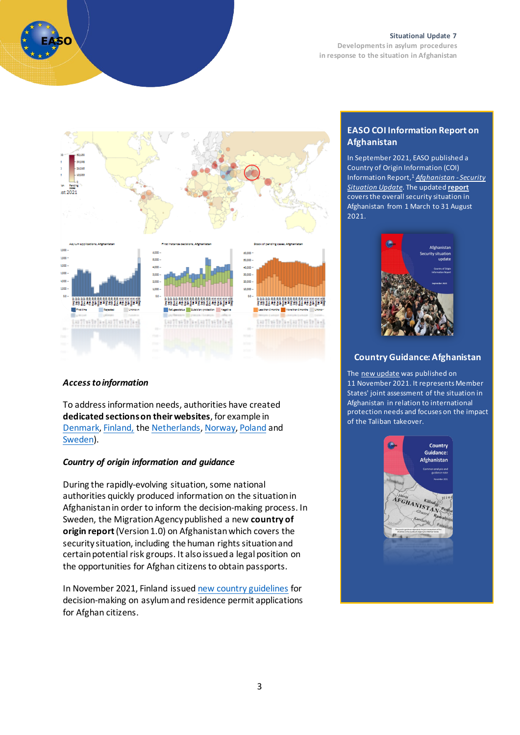### *Access to information*

To address information needs, authorities have created **dedicated sections on their websites**, for example in Denmark, Finland, the Netherlands, Norway, Poland and Sweden).

### *Country of origin information and guidance*

During the rapidly-evolving situation, some national authorities quickly produced information on the situation in Afghanistan in order to inform the decision-making process. In Sweden, the Migration Agency published a new **country of origin report** (Version 1.0) on Afghanistan which covers the security situation, including the human rights situation and certain potential risk groups. It also issued a legal position on the opportunities for Afghan citizens to obtain passports.

In November 2021, Finland issued new country guidelines for decision-making on asylum and residence permit applications for Afghan citizens.

## EASO COI Information Report on Afghanistan

In September 2021, EASO published a Country of Origin Information (COI) Information Report,[1] *Afghanistan - Security Situation Update*. The updated **report** covers the overall security situation in Afghanistan from 1 March to 31 August 2021.

## Country Guidance: Afghanistan

The new update was published on 11 November 2021. It represents Member States' joint assessment of the situation in Afghanistan in relation to international protection needs and focuses on the impact of the Taliban takeover.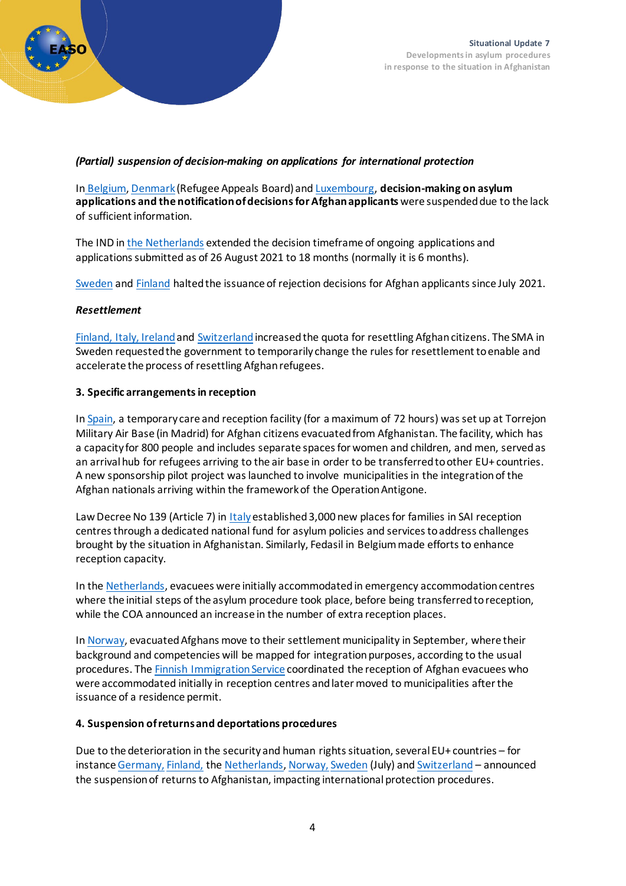*(Partial) suspension of decision-making on applications for international protection*

In Belgium, Denmark (Refugee Appeals Board) and Luxembourg, **decision-making on asylum applications and the notification of decisions for Afghan applicants** were suspended due to the lack of sufficient information.

The IND in the Netherlands extended the decision timeframe of ongoing applications and applications submitted as of 26 August 2021 to 18 months (normally it is 6 months).

Sweden and Finland halted the issuance of rejection decisions for Afghan applicants since July 2021.

***Resettlement***

Finland, Italy, Ireland and Switzerland increased the quota for resettling Afghan citizens. The SMA in Sweden requested the government to temporarily change the rules for resettlement to enable and accelerate the process of resettling Afghan refugees.

### 3. Specific arrangements in reception

In Spain, a temporary care and reception facility (for a maximum of 72 hours) was set up at Torrejon Military Air Base (in Madrid) for Afghan citizens evacuated from Afghanistan. The facility, which has a capacity for 800 people and includes separate spaces for women and children, and men, served as an arrival hub for refugees arriving to the air base in order to be transferred to other EU+ countries. A new sponsorship pilot project was launched to involve municipalities in the integration of the Afghan nationals arriving within the framework of the Operation Antigone.

Law Decree No 139 (Article 7) in Italy established 3,000 new places for families in SAI reception centres through a dedicated national fund for asylum policies and services to address challenges brought by the situation in Afghanistan. Similarly, Fedasil in Belgium made efforts to enhance reception capacity.

In the Netherlands, evacuees were initially accommodated in emergency accommodation centres where the initial steps of the asylum procedure took place, before being transferred to reception, while the COA announced an increase in the number of extra reception places.

In Norway, evacuated Afghans move to their settlement municipality in September, where their background and competencies will be mapped for integration purposes, according to the usual procedures. The Finnish Immigration Service coordinated the reception of Afghan evacuees who were accommodated initially in reception centres and later moved to municipalities after the issuance of a residence permit.

### 4. Suspension of returns and deportations procedures

Due to the deterioration in the security and human rights situation, several EU+ countries – for instance Germany, Finland, the Netherlands, Norway, Sweden (July) and Switzerland – announced the suspension of returns to Afghanistan, impacting international protection procedures.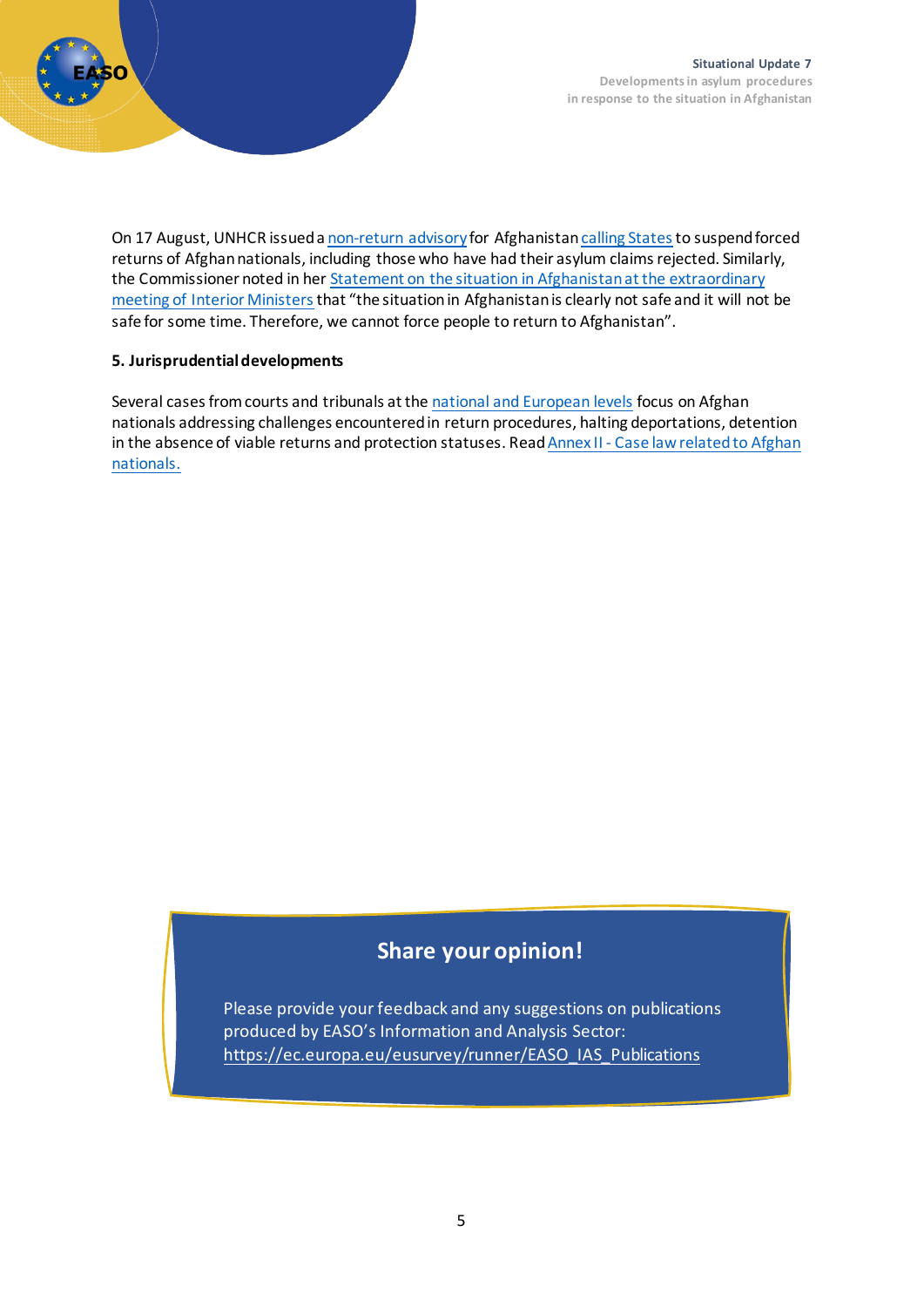On 17 August, UNHCR issued a non-return advisory for Afghanistan calling States to suspend forced returns of Afghan nationals, including those who have had their asylum claims rejected. Similarly, the Commissioner noted in her Statement on the situation in Afghanistan at the extraordinary meeting of Interior Ministers that "the situation in Afghanistan is clearly not safe and it will not be safe for some time. Therefore, we cannot force people to return to Afghanistan".

**5. Jurisprudential developments**

Several cases from courts and tribunals at the national and European levels focus on Afghan nationals addressing challenges encountered in return procedures, halting deportations, detention in the absence of viable returns and protection statuses. Read Annex II - Case law related to Afghan nationals.

## Share your opinion!

Please provide your feedback and any suggestions on publications produced by EASO's Information and Analysis Sector:
https://ec.europa.eu/eusurvey/runner/EASO_IAS_Publications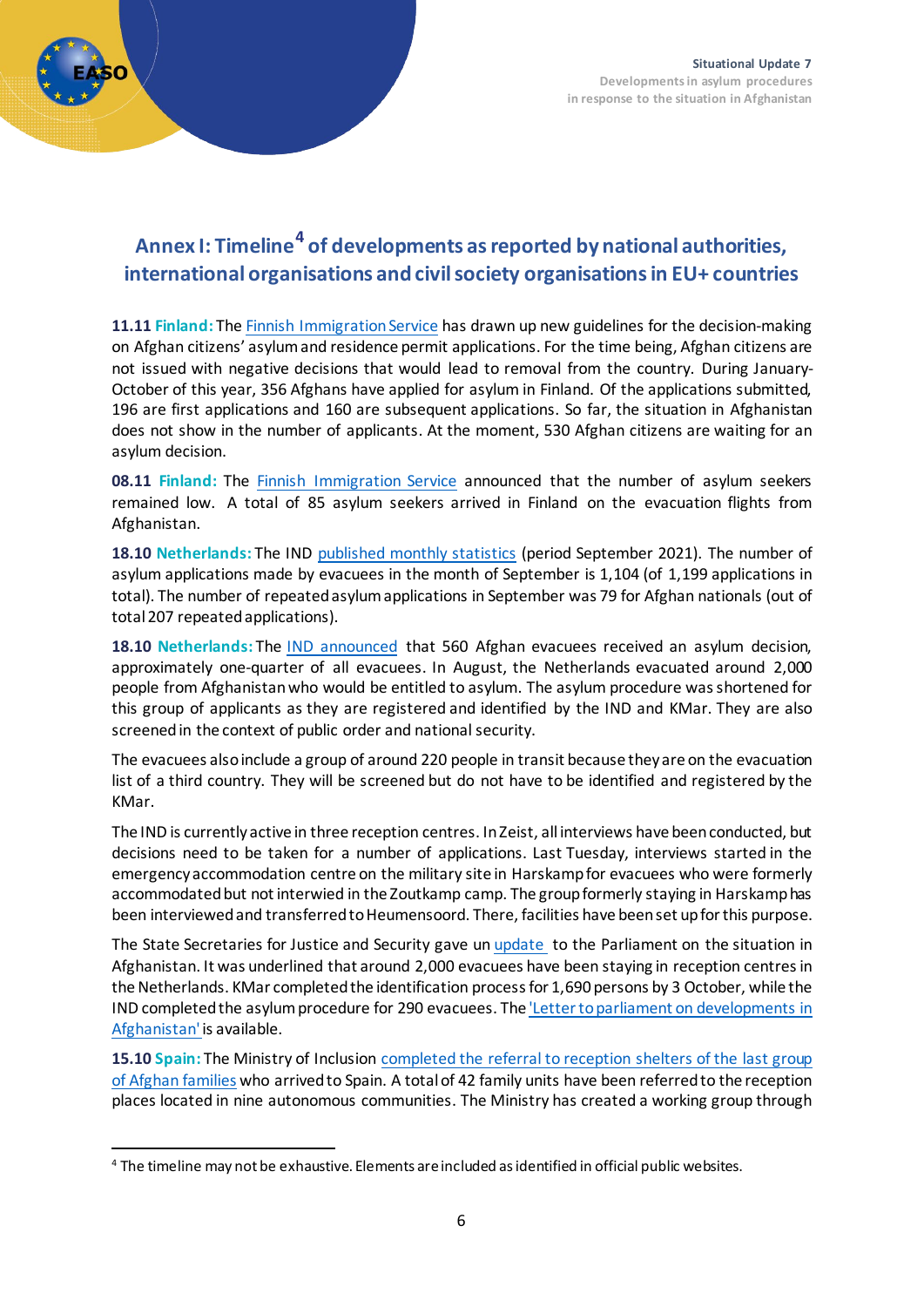## Annex I: Timeline[4] of developments as reported by national authorities, international organisations and civil society organisations in EU+ countries

**11.11 Finland:** The Finnish Immigration Service has drawn up new guidelines for the decision-making on Afghan citizens' asylum and residence permit applications. For the time being, Afghan citizens are not issued with negative decisions that would lead to removal from the country. During January-October of this year, 356 Afghans have applied for asylum in Finland. Of the applications submitted, 196 are first applications and 160 are subsequent applications. So far, the situation in Afghanistan does not show in the number of applicants. At the moment, 530 Afghan citizens are waiting for an asylum decision.

**08.11 Finland:** The Finnish Immigration Service announced that the number of asylum seekers remained low. A total of 85 asylum seekers arrived in Finland on the evacuation flights from Afghanistan.

**18.10 Netherlands:** The IND published monthly statistics (period September 2021). The number of asylum applications made by evacuees in the month of September is 1,104 (of 1,199 applications in total). The number of repeated asylum applications in September was 79 for Afghan nationals (out of total 207 repeated applications).

**18.10 Netherlands:** The IND announced that 560 Afghan evacuees received an asylum decision, approximately one-quarter of all evacuees. In August, the Netherlands evacuated around 2,000 people from Afghanistan who would be entitled to asylum. The asylum procedure was shortened for this group of applicants as they are registered and identified by the IND and KMar. They are also screened in the context of public order and national security.

The evacuees also include a group of around 220 people in transit because they are on the evacuation list of a third country. They will be screened but do not have to be identified and registered by the KMar.

The IND is currently active in three reception centres. In Zeist, all interviews have been conducted, but decisions need to be taken for a number of applications. Last Tuesday, interviews started in the emergency accommodation centre on the military site in Harskamp for evacuees who were formerly accommodated but not interwied in the Zoutkamp camp. The group formerly staying in Harskamp has been interviewed and transferred to Heumensoord. There, facilities have been set up for this purpose.

The State Secretaries for Justice and Security gave un update to the Parliament on the situation in Afghanistan. It was underlined that around 2,000 evacuees have been staying in reception centres in the Netherlands. KMar completed the identification process for 1,690 persons by 3 October, while the IND completed the asylum procedure for 290 evacuees. The 'Letter to parliament on developments in Afghanistan' is available.

**15.10 Spain:** The Ministry of Inclusion completed the referral to reception shelters of the last group of Afghan families who arrived to Spain. A total of 42 family units have been referred to the reception places located in nine autonomous communities. The Ministry has created a working group through

[4] The timeline may not be exhaustive. Elements are included as identified in official public websites.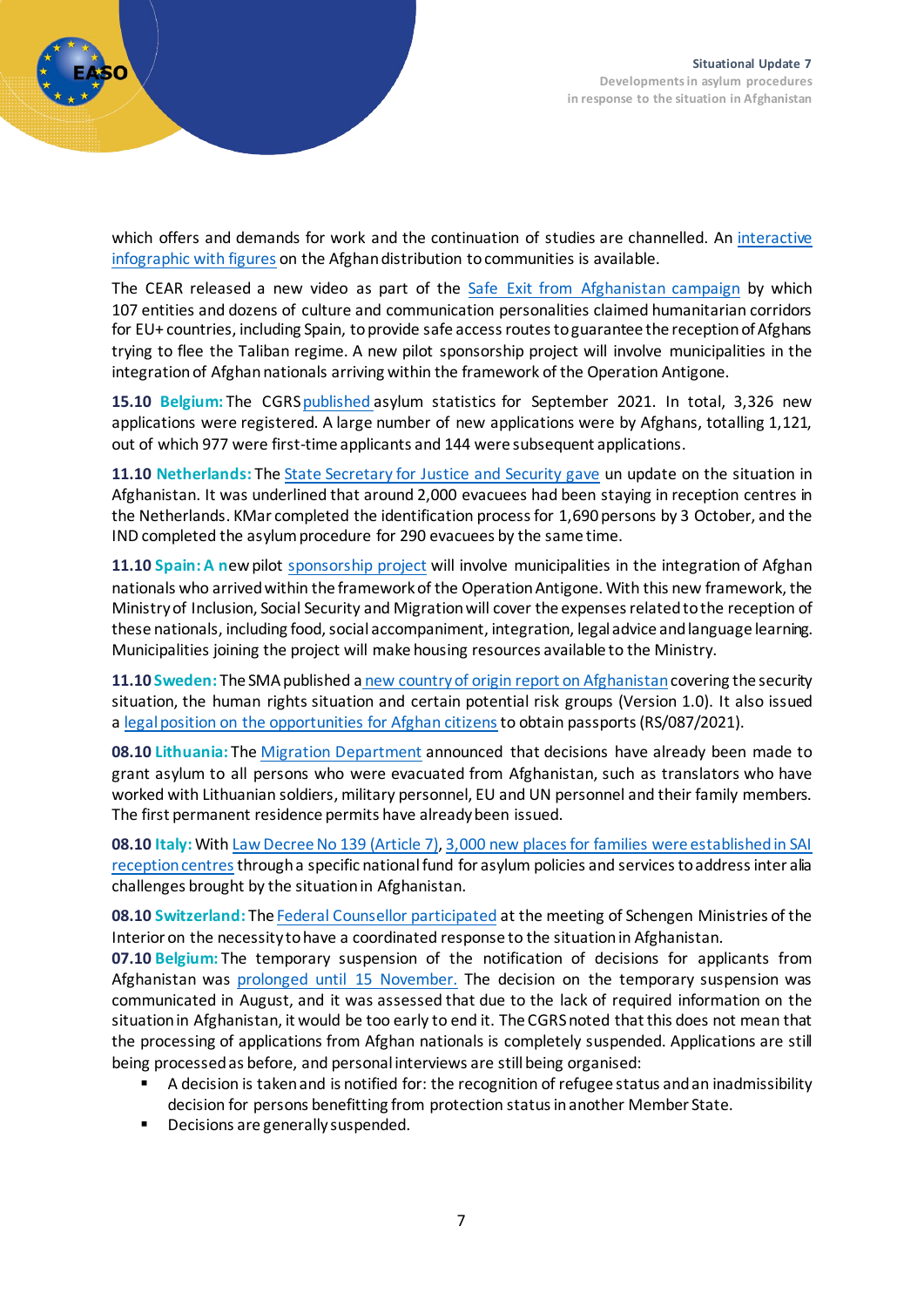which offers and demands for work and the continuation of studies are channelled. An interactive infographic with figures on the Afghan distribution to communities is available.

The CEAR released a new video as part of the Safe Exit from Afghanistan campaign by which 107 entities and dozens of culture and communication personalities claimed humanitarian corridors for EU+ countries, including Spain, to provide safe access routes to guarantee the reception of Afghans trying to flee the Taliban regime. A new pilot sponsorship project will involve municipalities in the integration of Afghan nationals arriving within the framework of the Operation Antigone.

**15.10 Belgium:** The CGRS published asylum statistics for September 2021. In total, 3,326 new applications were registered. A large number of new applications were by Afghans, totalling 1,121, out of which 977 were first-time applicants and 144 were subsequent applications.

**11.10 Netherlands:** The State Secretary for Justice and Security gave un update on the situation in Afghanistan. It was underlined that around 2,000 evacuees had been staying in reception centres in the Netherlands. KMar completed the identification process for 1,690 persons by 3 October, and the IND completed the asylum procedure for 290 evacuees by the same time.

**11.10 Spain: A n**ew pilot sponsorship project will involve municipalities in the integration of Afghan nationals who arrived within the framework of the Operation Antigone. With this new framework, the Ministry of Inclusion, Social Security and Migration will cover the expenses related to the reception of these nationals, including food, social accompaniment, integration, legal advice and language learning. Municipalities joining the project will make housing resources available to the Ministry.

**11.10 Sweden:** The SMA published a new country of origin report on Afghanistan covering the security situation, the human rights situation and certain potential risk groups (Version 1.0). It also issued a legal position on the opportunities for Afghan citizens to obtain passports (RS/087/2021).

**08.10 Lithuania:** The Migration Department announced that decisions have already been made to grant asylum to all persons who were evacuated from Afghanistan, such as translators who have worked with Lithuanian soldiers, military personnel, EU and UN personnel and their family members. The first permanent residence permits have already been issued.

**08.10 Italy:** With Law Decree No 139 (Article 7), 3,000 new places for families were established in SAI reception centres through a specific national fund for asylum policies and services to address inter alia challenges brought by the situation in Afghanistan.

**08.10 Switzerland:** The Federal Counsellor participated at the meeting of Schengen Ministries of the Interior on the necessity to have a coordinated response to the situation in Afghanistan.

**07.10 Belgium:** The temporary suspension of the notification of decisions for applicants from Afghanistan was prolonged until 15 November. The decision on the temporary suspension was communicated in August, and it was assessed that due to the lack of required information on the situation in Afghanistan, it would be too early to end it. The CGRS noted that this does not mean that the processing of applications from Afghan nationals is completely suspended. Applications are still being processed as before, and personal interviews are still being organised:

- A decision is taken and is notified for: the recognition of refugee status and an inadmissibility decision for persons benefitting from protection status in another Member State.
- Decisions are generally suspended.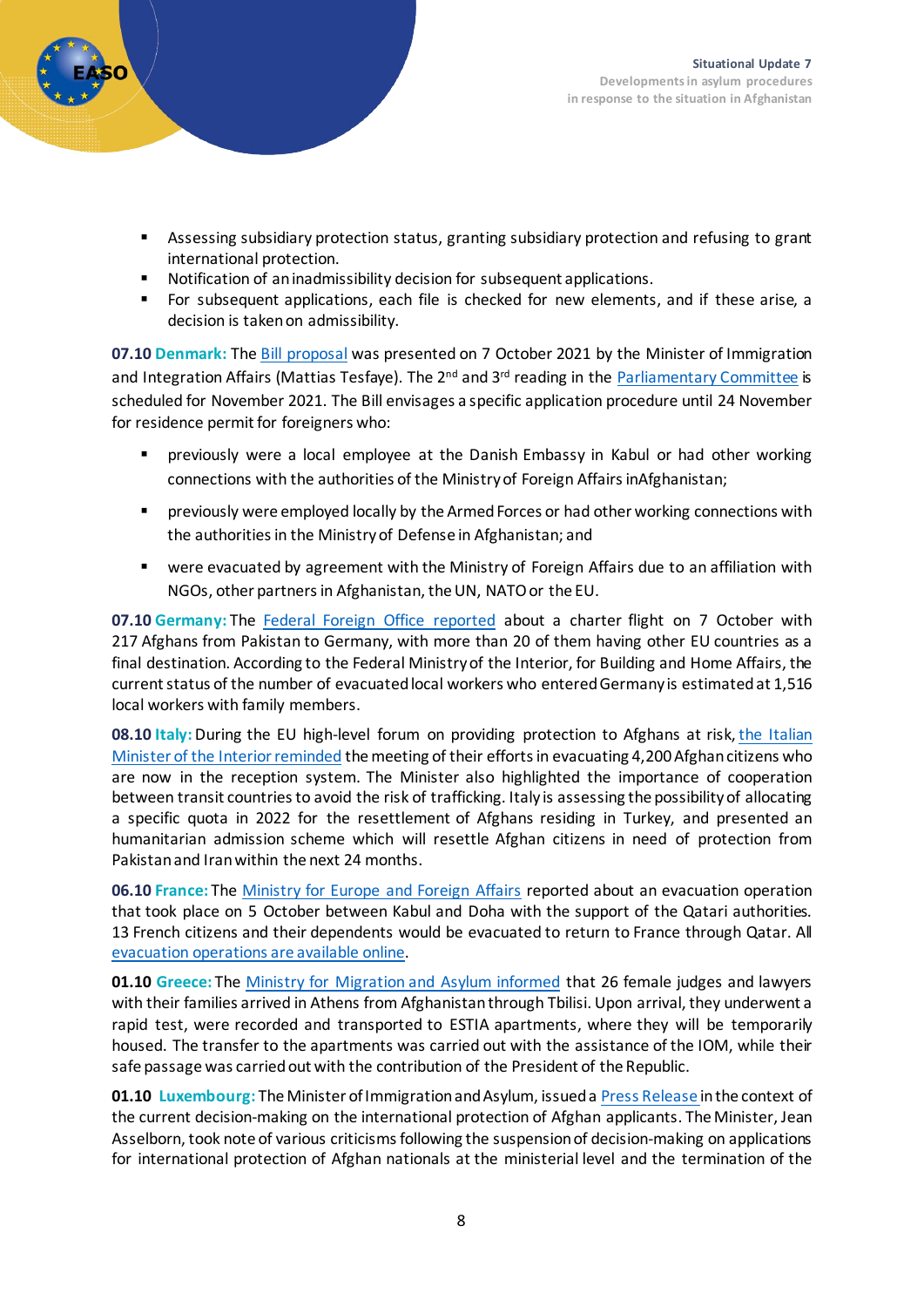- Assessing subsidiary protection status, granting subsidiary protection and refusing to grant international protection.
- Notification of an inadmissibility decision for subsequent applications.
- For subsequent applications, each file is checked for new elements, and if these arise, a decision is taken on admissibility.

**07.10 Denmark:** The Bill proposal was presented on 7 October 2021 by the Minister of Immigration and Integration Affairs (Mattias Tesfaye). The 2nd and 3rd reading in the Parliamentary Committee is scheduled for November 2021. The Bill envisages a specific application procedure until 24 November for residence permit for foreigners who:

- previously were a local employee at the Danish Embassy in Kabul or had other working connections with the authorities of the Ministry of Foreign Affairs inAfghanistan;
- previously were employed locally by the Armed Forces or had other working connections with the authorities in the Ministry of Defense in Afghanistan; and
- were evacuated by agreement with the Ministry of Foreign Affairs due to an affiliation with NGOs, other partners in Afghanistan, the UN, NATO or the EU.

**07.10 Germany:** The Federal Foreign Office reported about a charter flight on 7 October with 217 Afghans from Pakistan to Germany, with more than 20 of them having other EU countries as a final destination. According to the Federal Ministry of the Interior, for Building and Home Affairs, the current status of the number of evacuated local workers who entered Germany is estimated at 1,516 local workers with family members.

**08.10 Italy:** During the EU high-level forum on providing protection to Afghans at risk, the Italian Minister of the Interior reminded the meeting of their efforts in evacuating 4,200 Afghan citizens who are now in the reception system. The Minister also highlighted the importance of cooperation between transit countries to avoid the risk of trafficking. Italy is assessing the possibility of allocating a specific quota in 2022 for the resettlement of Afghans residing in Turkey, and presented an humanitarian admission scheme which will resettle Afghan citizens in need of protection from Pakistan and Iran within the next 24 months.

**06.10 France:** The Ministry for Europe and Foreign Affairs reported about an evacuation operation that took place on 5 October between Kabul and Doha with the support of the Qatari authorities. 13 French citizens and their dependents would be evacuated to return to France through Qatar. All evacuation operations are available online.

**01.10 Greece:** The Ministry for Migration and Asylum informed that 26 female judges and lawyers with their families arrived in Athens from Afghanistan through Tbilisi. Upon arrival, they underwent a rapid test, were recorded and transported to ESTIA apartments, where they will be temporarily housed. The transfer to the apartments was carried out with the assistance of the IOM, while their safe passage was carried out with the contribution of the President of the Republic.

**01.10 Luxembourg:** The Minister of Immigration and Asylum, issued a Press Release in the context of the current decision-making on the international protection of Afghan applicants. The Minister, Jean Asselborn, took note of various criticisms following the suspension of decision-making on applications for international protection of Afghan nationals at the ministerial level and the termination of the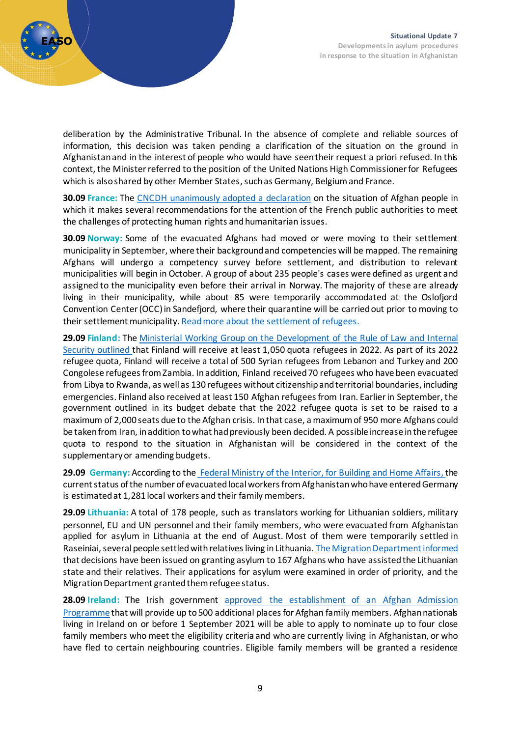deliberation by the Administrative Tribunal. In the absence of complete and reliable sources of information, this decision was taken pending a clarification of the situation on the ground in Afghanistan and in the interest of people who would have seen their request a priori refused. In this context, the Minister referred to the position of the United Nations High Commissioner for Refugees which is also shared by other Member States, such as Germany, Belgium and France.

**30.09 France:** The [CNCDH unanimously adopted a declaration]() on the situation of Afghan people in which it makes several recommendations for the attention of the French public authorities to meet the challenges of protecting human rights and humanitarian issues.

**30.09 Norway:** Some of the evacuated Afghans had moved or were moving to their settlement municipality in September, where their background and competencies will be mapped. The remaining Afghans will undergo a competency survey before settlement, and distribution to relevant municipalities will begin in October. A group of about 235 people's cases were defined as urgent and assigned to the municipality even before their arrival in Norway. The majority of these are already living in their municipality, while about 85 were temporarily accommodated at the Oslofjord Convention Center (OCC) in Sandefjord, where their quarantine will be carried out prior to moving to their settlement municipality. [Read more about the settlement of refugees.]()

**29.09 Finland:** The [Ministerial Working Group on the Development of the Rule of Law and Internal Security outlined]() that Finland will receive at least 1,050 quota refugees in 2022. As part of its 2022 refugee quota, Finland will receive a total of 500 Syrian refugees from Lebanon and Turkey and 200 Congolese refugees from Zambia. In addition, Finland received 70 refugees who have been evacuated from Libya to Rwanda, as well as 130 refugees without citizenship and territorial boundaries, including emergencies. Finland also received at least 150 Afghan refugees from Iran. Earlier in September, the government outlined in its budget debate that the 2022 refugee quota is set to be raised to a maximum of 2,000 seats due to the Afghan crisis. In that case, a maximum of 950 more Afghans could be taken from Iran, in addition to what had previously been decided. A possible increase in the refugee quota to respond to the situation in Afghanistan will be considered in the context of the supplementary or amending budgets.

**29.09 Germany:** According to the [Federal Ministry of the Interior, for Building and Home Affairs,]() the current status of the number of evacuated local workers from Afghanistan who have entered Germany is estimated at 1,281 local workers and their family members.

**29.09 Lithuania:** A total of 178 people, such as translators working for Lithuanian soldiers, military personnel, EU and UN personnel and their family members, who were evacuated from Afghanistan applied for asylum in Lithuania at the end of August. Most of them were temporarily settled in Raseiniai, several people settled with relatives living in Lithuania. [The Migration Department informed]() that decisions have been issued on granting asylum to 167 Afghans who have assisted the Lithuanian state and their relatives. Their applications for asylum were examined in order of priority, and the Migration Department granted them refugee status.

**28.09 Ireland:** The Irish government [approved the establishment of an Afghan Admission Programme]() that will provide up to 500 additional places for Afghan family members. Afghan nationals living in Ireland on or before 1 September 2021 will be able to apply to nominate up to four close family members who meet the eligibility criteria and who are currently living in Afghanistan, or who have fled to certain neighbouring countries. Eligible family members will be granted a residence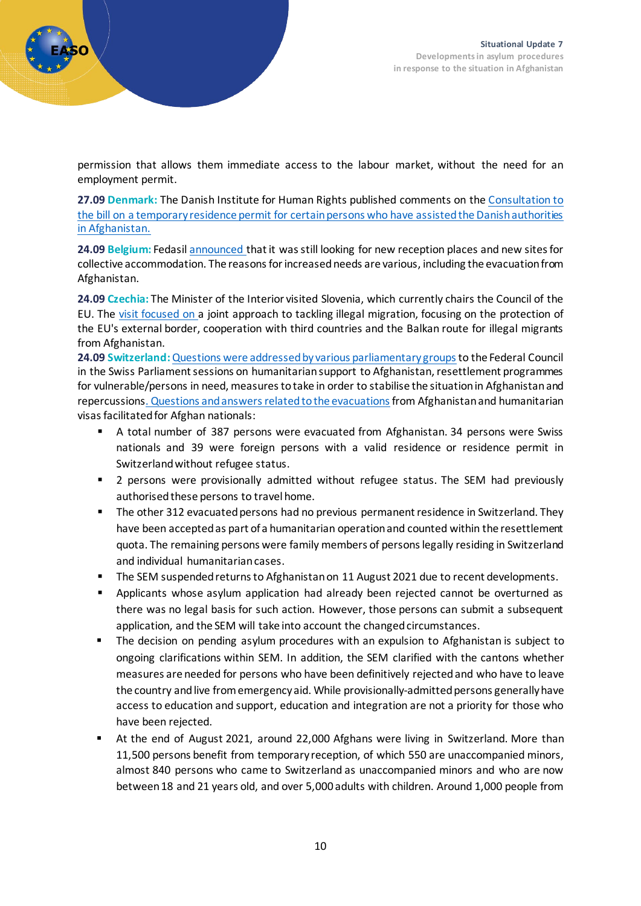permission that allows them immediate access to the labour market, without the need for an employment permit.

**27.09 Denmark:** The Danish Institute for Human Rights published comments on the Consultation to the bill on a temporary residence permit for certain persons who have assisted the Danish authorities in Afghanistan.

**24.09 Belgium:** Fedasil announced that it was still looking for new reception places and new sites for collective accommodation. The reasons for increased needs are various, including the evacuation from Afghanistan.

**24.09 Czechia:** The Minister of the Interior visited Slovenia, which currently chairs the Council of the EU. The visit focused on a joint approach to tackling illegal migration, focusing on the protection of the EU's external border, cooperation with third countries and the Balkan route for illegal migrants from Afghanistan.

**24.09 Switzerland:** Questions were addressed by various parliamentary groups to the Federal Council in the Swiss Parliament sessions on humanitarian support to Afghanistan, resettlement programmes for vulnerable/persons in need, measures to take in order to stabilise the situation in Afghanistan and repercussions. Questions and answers related to the evacuations from Afghanistan and humanitarian visas facilitated for Afghan nationals:

- A total number of 387 persons were evacuated from Afghanistan. 34 persons were Swiss nationals and 39 were foreign persons with a valid residence or residence permit in Switzerland without refugee status.
- 2 persons were provisionally admitted without refugee status. The SEM had previously authorised these persons to travel home.
- The other 312 evacuated persons had no previous permanent residence in Switzerland. They have been accepted as part of a humanitarian operation and counted within the resettlement quota. The remaining persons were family members of persons legally residing in Switzerland and individual humanitarian cases.
- The SEM suspended returns to Afghanistan on 11 August 2021 due to recent developments.
- Applicants whose asylum application had already been rejected cannot be overturned as there was no legal basis for such action. However, those persons can submit a subsequent application, and the SEM will take into account the changed circumstances.
- The decision on pending asylum procedures with an expulsion to Afghanistan is subject to ongoing clarifications within SEM. In addition, the SEM clarified with the cantons whether measures are needed for persons who have been definitively rejected and who have to leave the country and live from emergency aid. While provisionally-admitted persons generally have access to education and support, education and integration are not a priority for those who have been rejected.
- At the end of August 2021, around 22,000 Afghans were living in Switzerland. More than 11,500 persons benefit from temporary reception, of which 550 are unaccompanied minors, almost 840 persons who came to Switzerland as unaccompanied minors and who are now between 18 and 21 years old, and over 5,000 adults with children. Around 1,000 people from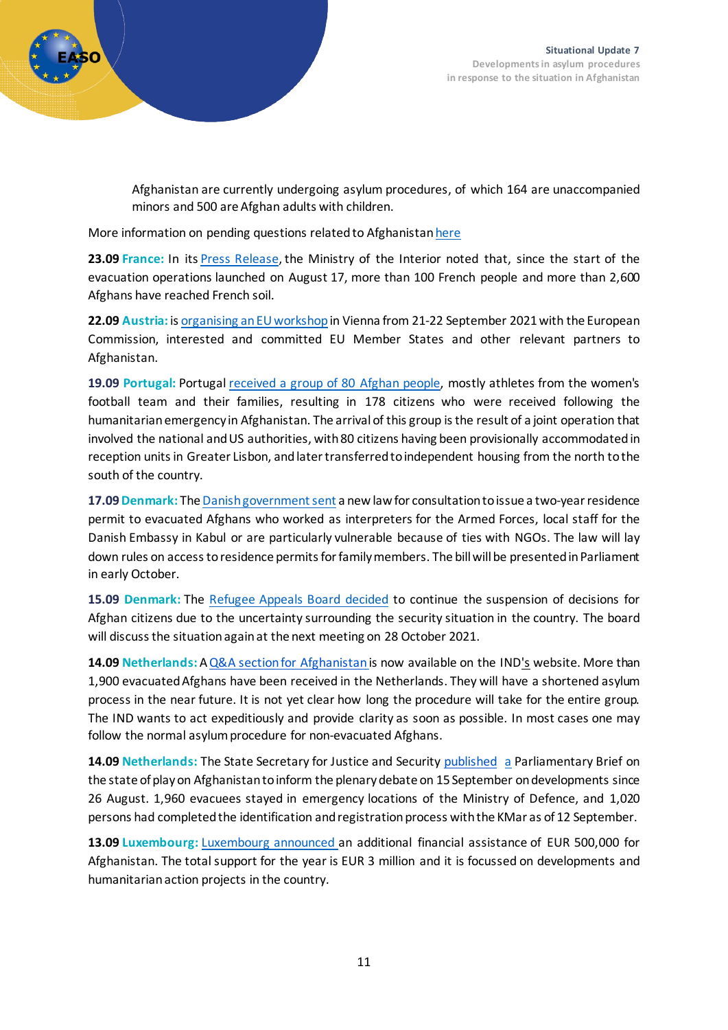Afghanistan are currently undergoing asylum procedures, of which 164 are unaccompanied minors and 500 are Afghan adults with children.

More information on pending questions related to Afghanistan here

**23.09 France:** In its Press Release, the Ministry of the Interior noted that, since the start of the evacuation operations launched on August 17, more than 100 French people and more than 2,600 Afghans have reached French soil.

**22.09 Austria:** is organising an EU workshop in Vienna from 21-22 September 2021 with the European Commission, interested and committed EU Member States and other relevant partners to Afghanistan.

**19.09 Portugal:** Portugal received a group of 80 Afghan people, mostly athletes from the women's football team and their families, resulting in 178 citizens who were received following the humanitarian emergency in Afghanistan. The arrival of this group is the result of a joint operation that involved the national and US authorities, with 80 citizens having been provisionally accommodated in reception units in Greater Lisbon, and later transferred to independent housing from the north to the south of the country.

**17.09 Denmark:** The Danish government sent a new law for consultation to issue a two-year residence permit to evacuated Afghans who worked as interpreters for the Armed Forces, local staff for the Danish Embassy in Kabul or are particularly vulnerable because of ties with NGOs. The law will lay down rules on access to residence permits for family members. The bill will be presented in Parliament in early October.

**15.09 Denmark:** The Refugee Appeals Board decided to continue the suspension of decisions for Afghan citizens due to the uncertainty surrounding the security situation in the country. The board will discuss the situation again at the next meeting on 28 October 2021.

**14.09 Netherlands:** A Q&A section for Afghanistan is now available on the IND's website. More than 1,900 evacuated Afghans have been received in the Netherlands. They will have a shortened asylum process in the near future. It is not yet clear how long the procedure will take for the entire group. The IND wants to act expeditiously and provide clarity as soon as possible. In most cases one may follow the normal asylum procedure for non-evacuated Afghans.

**14.09 Netherlands:** The State Secretary for Justice and Security published a Parliamentary Brief on the state of play on Afghanistan to inform the plenary debate on 15 September on developments since 26 August. 1,960 evacuees stayed in emergency locations of the Ministry of Defence, and 1,020 persons had completed the identification and registration process with the KMar as of 12 September.

**13.09 Luxembourg:** Luxembourg announced an additional financial assistance of EUR 500,000 for Afghanistan. The total support for the year is EUR 3 million and it is focussed on developments and humanitarian action projects in the country.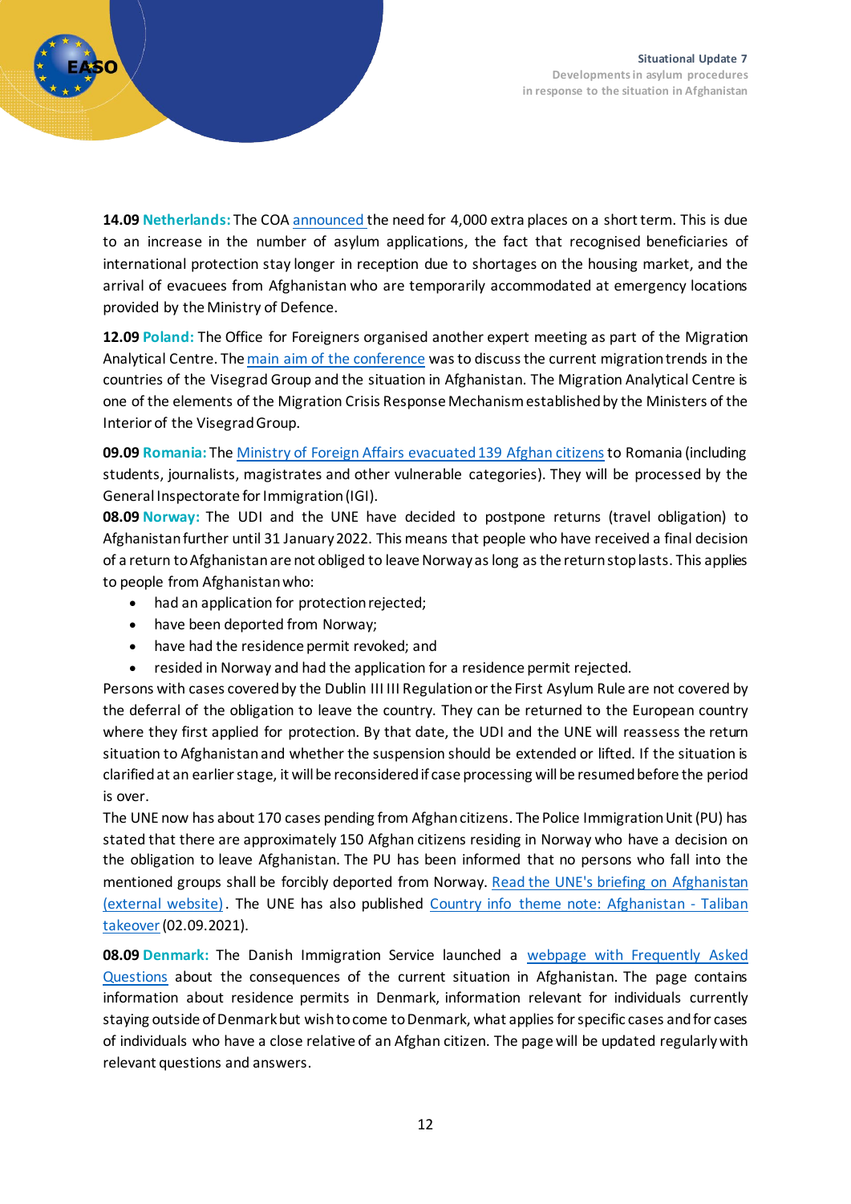**14.09 Netherlands:** The COA announced the need for 4,000 extra places on a short term. This is due to an increase in the number of asylum applications, the fact that recognised beneficiaries of international protection stay longer in reception due to shortages on the housing market, and the arrival of evacuees from Afghanistan who are temporarily accommodated at emergency locations provided by the Ministry of Defence.

**12.09 Poland:** The Office for Foreigners organised another expert meeting as part of the Migration Analytical Centre. The main aim of the conference was to discuss the current migration trends in the countries of the Visegrad Group and the situation in Afghanistan. The Migration Analytical Centre is one of the elements of the Migration Crisis Response Mechanism established by the Ministers of the Interior of the Visegrad Group.

**09.09 Romania:** The Ministry of Foreign Affairs evacuated 139 Afghan citizens to Romania (including students, journalists, magistrates and other vulnerable categories). They will be processed by the General Inspectorate for Immigration (IGI).

**08.09 Norway:** The UDI and the UNE have decided to postpone returns (travel obligation) to Afghanistan further until 31 January 2022. This means that people who have received a final decision of a return to Afghanistan are not obliged to leave Norway as long as the return stop lasts. This applies to people from Afghanistan who:

- had an application for protection rejected;
- have been deported from Norway;
- have had the residence permit revoked; and
- resided in Norway and had the application for a residence permit rejected.

Persons with cases covered by the Dublin III III Regulation or the First Asylum Rule are not covered by the deferral of the obligation to leave the country. They can be returned to the European country where they first applied for protection. By that date, the UDI and the UNE will reassess the return situation to Afghanistan and whether the suspension should be extended or lifted. If the situation is clarified at an earlier stage, it will be reconsidered if case processing will be resumed before the period is over.

The UNE now has about 170 cases pending from Afghan citizens. The Police Immigration Unit (PU) has stated that there are approximately 150 Afghan citizens residing in Norway who have a decision on the obligation to leave Afghanistan. The PU has been informed that no persons who fall into the mentioned groups shall be forcibly deported from Norway. Read the UNE's briefing on Afghanistan (external website). The UNE has also published Country info theme note: Afghanistan - Taliban takeover (02.09.2021).

**08.09 Denmark:** The Danish Immigration Service launched a webpage with Frequently Asked Questions about the consequences of the current situation in Afghanistan. The page contains information about residence permits in Denmark, information relevant for individuals currently staying outside of Denmark but wish to come to Denmark, what applies for specific cases and for cases of individuals who have a close relative of an Afghan citizen. The page will be updated regularly with relevant questions and answers.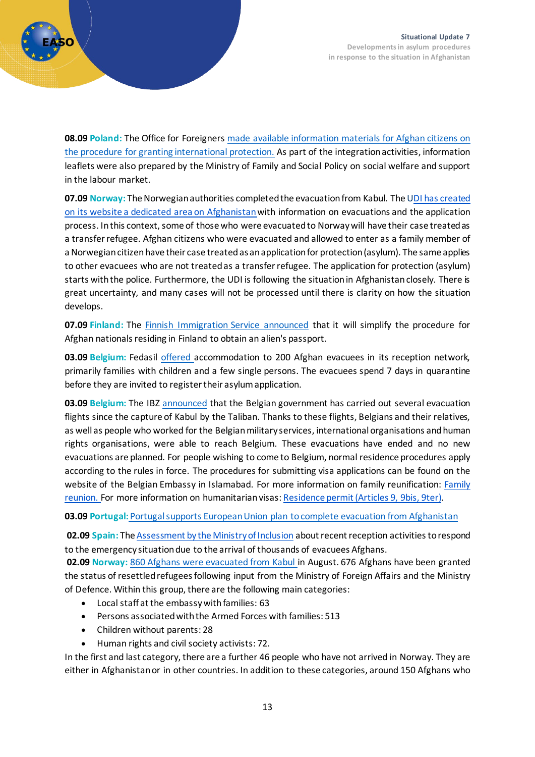**08.09 Poland:** The Office for Foreigners made available information materials for Afghan citizens on the procedure for granting international protection. As part of the integration activities, information leaflets were also prepared by the Ministry of Family and Social Policy on social welfare and support in the labour market.

**07.09 Norway:** The Norwegian authorities completed the evacuation from Kabul. The UDI has created on its website a dedicated area on Afghanistan with information on evacuations and the application process. In this context, some of those who were evacuated to Norway will have their case treated as a transfer refugee. Afghan citizens who were evacuated and allowed to enter as a family member of a Norwegian citizen have their case treated as an application for protection (asylum). The same applies to other evacuees who are not treated as a transfer refugee. The application for protection (asylum) starts with the police. Furthermore, the UDI is following the situation in Afghanistan closely. There is great uncertainty, and many cases will not be processed until there is clarity on how the situation develops.

**07.09 Finland:** The Finnish Immigration Service announced that it will simplify the procedure for Afghan nationals residing in Finland to obtain an alien's passport.

**03.09 Belgium:** Fedasil offered accommodation to 200 Afghan evacuees in its reception network, primarily families with children and a few single persons. The evacuees spend 7 days in quarantine before they are invited to register their asylum application.

**03.09 Belgium:** The IBZ announced that the Belgian government has carried out several evacuation flights since the capture of Kabul by the Taliban. Thanks to these flights, Belgians and their relatives, as well as people who worked for the Belgian military services, international organisations and human rights organisations, were able to reach Belgium. These evacuations have ended and no new evacuations are planned. For people wishing to come to Belgium, normal residence procedures apply according to the rules in force. The procedures for submitting visa applications can be found on the website of the Belgian Embassy in Islamabad. For more information on family reunification: Family reunion. For more information on humanitarian visas: Residence permit (Articles 9, 9bis, 9ter).

**03.09 Portugal:** Portugal supports European Union plan to complete evacuation from Afghanistan

**02.09 Spain:** The Assessment by the Ministry of Inclusion about recent reception activities to respond to the emergency situation due to the arrival of thousands of evacuees Afghans.

**02.09 Norway:** 860 Afghans were evacuated from Kabul in August. 676 Afghans have been granted the status of resettled refugees following input from the Ministry of Foreign Affairs and the Ministry of Defence. Within this group, there are the following main categories:

- Local staff at the embassy with families: 63
- Persons associated with the Armed Forces with families: 513
- Children without parents: 28
- Human rights and civil society activists: 72.

In the first and last category, there are a further 46 people who have not arrived in Norway. They are either in Afghanistan or in other countries. In addition to these categories, around 150 Afghans who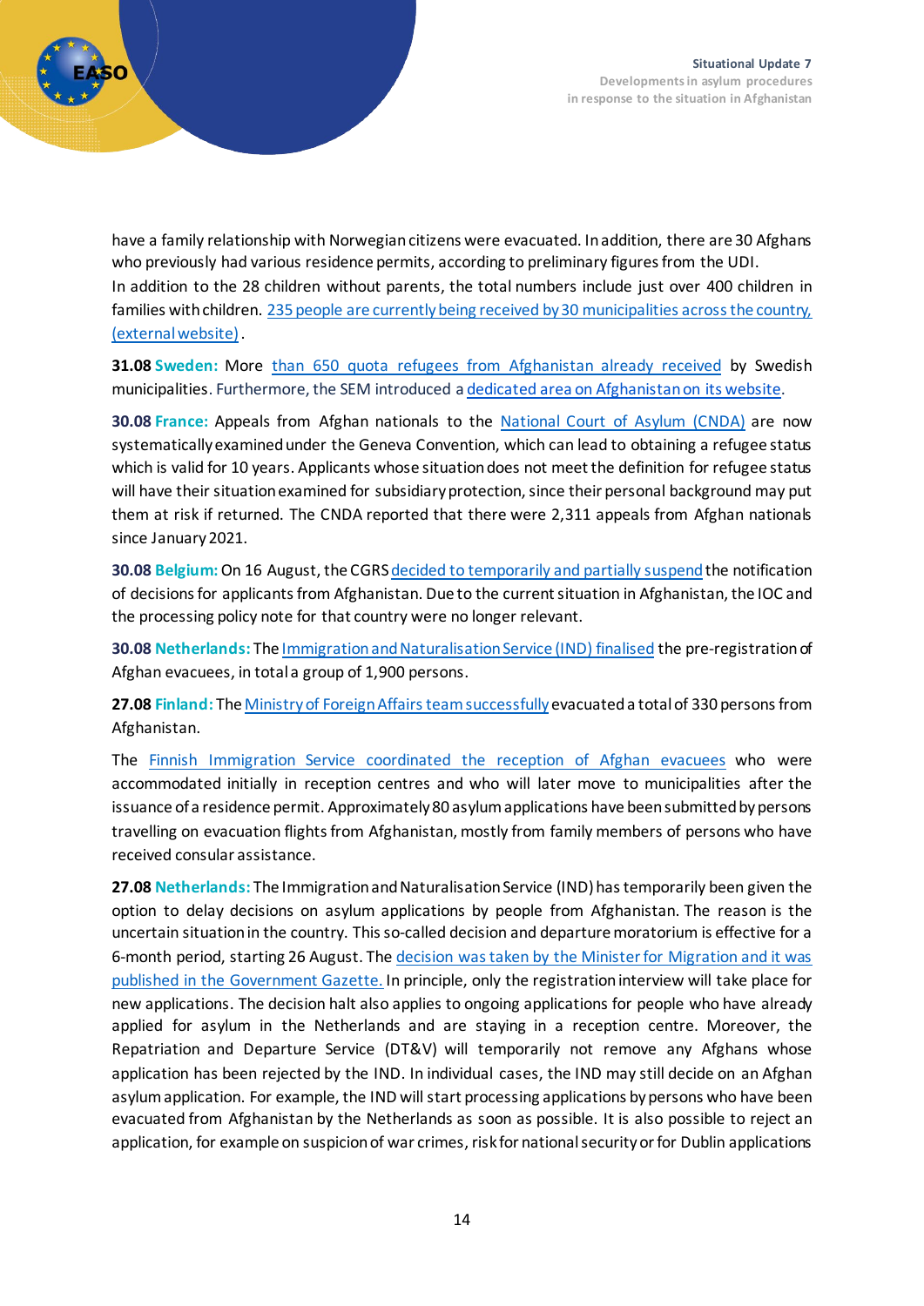have a family relationship with Norwegian citizens were evacuated. In addition, there are 30 Afghans who previously had various residence permits, according to preliminary figures from the UDI.

In addition to the 28 children without parents, the total numbers include just over 400 children in families with children. 235 people are currently being received by 30 municipalities across the country, (external website).

**31.08 Sweden:** More than 650 quota refugees from Afghanistan already received by Swedish municipalities. Furthermore, the SEM introduced a dedicated area on Afghanistan on its website.

**30.08 France:** Appeals from Afghan nationals to the National Court of Asylum (CNDA) are now systematically examined under the Geneva Convention, which can lead to obtaining a refugee status which is valid for 10 years. Applicants whose situation does not meet the definition for refugee status will have their situation examined for subsidiary protection, since their personal background may put them at risk if returned. The CNDA reported that there were 2,311 appeals from Afghan nationals since January 2021.

**30.08 Belgium:** On 16 August, the CGRS decided to temporarily and partially suspend the notification of decisions for applicants from Afghanistan. Due to the current situation in Afghanistan, the IOC and the processing policy note for that country were no longer relevant.

**30.08 Netherlands:** The Immigration and Naturalisation Service (IND) finalised the pre-registration of Afghan evacuees, in total a group of 1,900 persons.

**27.08 Finland:** The Ministry of Foreign Affairs team successfully evacuated a total of 330 persons from Afghanistan.

The Finnish Immigration Service coordinated the reception of Afghan evacuees who were accommodated initially in reception centres and who will later move to municipalities after the issuance of a residence permit. Approximately 80 asylum applications have been submitted by persons travelling on evacuation flights from Afghanistan, mostly from family members of persons who have received consular assistance.

**27.08 Netherlands:** The Immigration and Naturalisation Service (IND) has temporarily been given the option to delay decisions on asylum applications by people from Afghanistan. The reason is the uncertain situation in the country. This so-called decision and departure moratorium is effective for a 6-month period, starting 26 August. The decision was taken by the Minister for Migration and it was published in the Government Gazette. In principle, only the registration interview will take place for new applications. The decision halt also applies to ongoing applications for people who have already applied for asylum in the Netherlands and are staying in a reception centre. Moreover, the Repatriation and Departure Service (DT&V) will temporarily not remove any Afghans whose application has been rejected by the IND. In individual cases, the IND may still decide on an Afghan asylum application. For example, the IND will start processing applications by persons who have been evacuated from Afghanistan by the Netherlands as soon as possible. It is also possible to reject an application, for example on suspicion of war crimes, risk for national security or for Dublin applications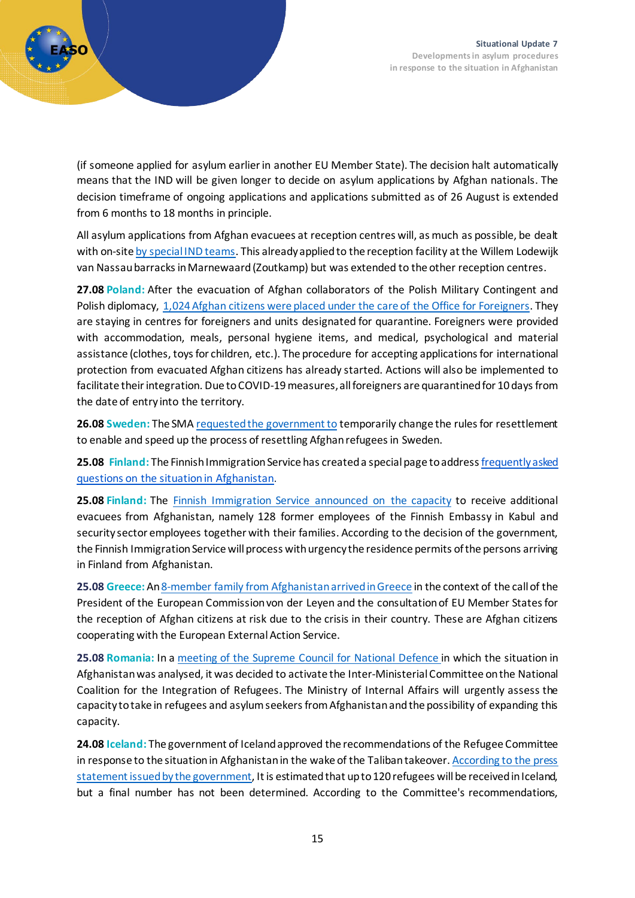(if someone applied for asylum earlier in another EU Member State). The decision halt automatically means that the IND will be given longer to decide on asylum applications by Afghan nationals. The decision timeframe of ongoing applications and applications submitted as of 26 August is extended from 6 months to 18 months in principle.

All asylum applications from Afghan evacuees at reception centres will, as much as possible, be dealt with on-site by special IND teams. This already applied to the reception facility at the Willem Lodewijk van Nassau barracks in Marnewaard (Zoutkamp) but was extended to the other reception centres.

**27.08 Poland:** After the evacuation of Afghan collaborators of the Polish Military Contingent and Polish diplomacy, 1,024 Afghan citizens were placed under the care of the Office for Foreigners. They are staying in centres for foreigners and units designated for quarantine. Foreigners were provided with accommodation, meals, personal hygiene items, and medical, psychological and material assistance (clothes, toys for children, etc.). The procedure for accepting applications for international protection from evacuated Afghan citizens has already started. Actions will also be implemented to facilitate their integration. Due to COVID-19 measures, all foreigners are quarantined for 10 days from the date of entry into the territory.

**26.08 Sweden:** The SMA requested the government to temporarily change the rules for resettlement to enable and speed up the process of resettling Afghan refugees in Sweden.

**25.08 Finland:** The Finnish Immigration Service has created a special page to address frequently asked questions on the situation in Afghanistan.

**25.08 Finland:** The Finnish Immigration Service announced on the capacity to receive additional evacuees from Afghanistan, namely 128 former employees of the Finnish Embassy in Kabul and security sector employees together with their families. According to the decision of the government, the Finnish Immigration Service will process with urgency the residence permits of the persons arriving in Finland from Afghanistan.

**25.08 Greece:** An 8-member family from Afghanistan arrived in Greece in the context of the call of the President of the European Commission von der Leyen and the consultation of EU Member States for the reception of Afghan citizens at risk due to the crisis in their country. These are Afghan citizens cooperating with the European External Action Service.

**25.08 Romania:** In a meeting of the Supreme Council for National Defence in which the situation in Afghanistan was analysed, it was decided to activate the Inter-Ministerial Committee on the National Coalition for the Integration of Refugees. The Ministry of Internal Affairs will urgently assess the capacity to take in refugees and asylum seekers from Afghanistan and the possibility of expanding this capacity.

**24.08 Iceland:** The government of Iceland approved the recommendations of the Refugee Committee in response to the situation in Afghanistan in the wake of the Taliban takeover. According to the press statement issued by the government, It is estimated that up to 120 refugees will be received in Iceland, but a final number has not been determined. According to the Committee's recommendations,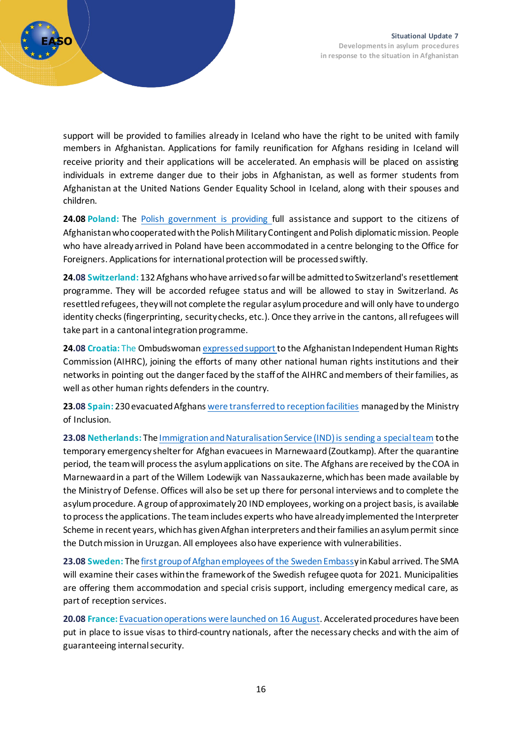support will be provided to families already in Iceland who have the right to be united with family members in Afghanistan. Applications for family reunification for Afghans residing in Iceland will receive priority and their applications will be accelerated. An emphasis will be placed on assisting individuals in extreme danger due to their jobs in Afghanistan, as well as former students from Afghanistan at the United Nations Gender Equality School in Iceland, along with their spouses and children.

**24.08 Poland:** The Polish government is providing full assistance and support to the citizens of Afghanistan who cooperated with the Polish Military Contingent and Polish diplomatic mission. People who have already arrived in Poland have been accommodated in a centre belonging to the Office for Foreigners. Applications for international protection will be processed swiftly.

**24.08 Switzerland:** 132 Afghans who have arrived so far will be admitted to Switzerland's resettlement programme. They will be accorded refugee status and will be allowed to stay in Switzerland. As resettled refugees, they will not complete the regular asylum procedure and will only have to undergo identity checks (fingerprinting, security checks, etc.). Once they arrive in the cantons, all refugees will take part in a cantonal integration programme.

**24.08 Croatia:** The Ombudswoman expressed support to the Afghanistan Independent Human Rights Commission (AIHRC), joining the efforts of many other national human rights institutions and their networks in pointing out the danger faced by the staff of the AIHRC and members of their families, as well as other human rights defenders in the country.

**23.08 Spain:** 230 evacuated Afghans were transferred to reception facilities managed by the Ministry of Inclusion.

**23.08 Netherlands:** The Immigration and Naturalisation Service (IND) is sending a special team to the temporary emergency shelter for Afghan evacuees in Marnewaard (Zoutkamp). After the quarantine period, the team will process the asylum applications on site. The Afghans are received by the COA in Marnewaard in a part of the Willem Lodewijk van Nassaukazerne, which has been made available by the Ministry of Defense. Offices will also be set up there for personal interviews and to complete the asylum procedure. A group of approximately 20 IND employees, working on a project basis, is available to process the applications. The team includes experts who have already implemented the Interpreter Scheme in recent years, which has given Afghan interpreters and their families an asylum permit since the Dutch mission in Uruzgan. All employees also have experience with vulnerabilities.

**23.08 Sweden:** The first group of Afghan employees of the Sweden Embassy in Kabul arrived. The SMA will examine their cases within the framework of the Swedish refugee quota for 2021. Municipalities are offering them accommodation and special crisis support, including emergency medical care, as part of reception services.

**20.08 France:** Evacuation operations were launched on 16 August. Accelerated procedures have been put in place to issue visas to third-country nationals, after the necessary checks and with the aim of guaranteeing internal security.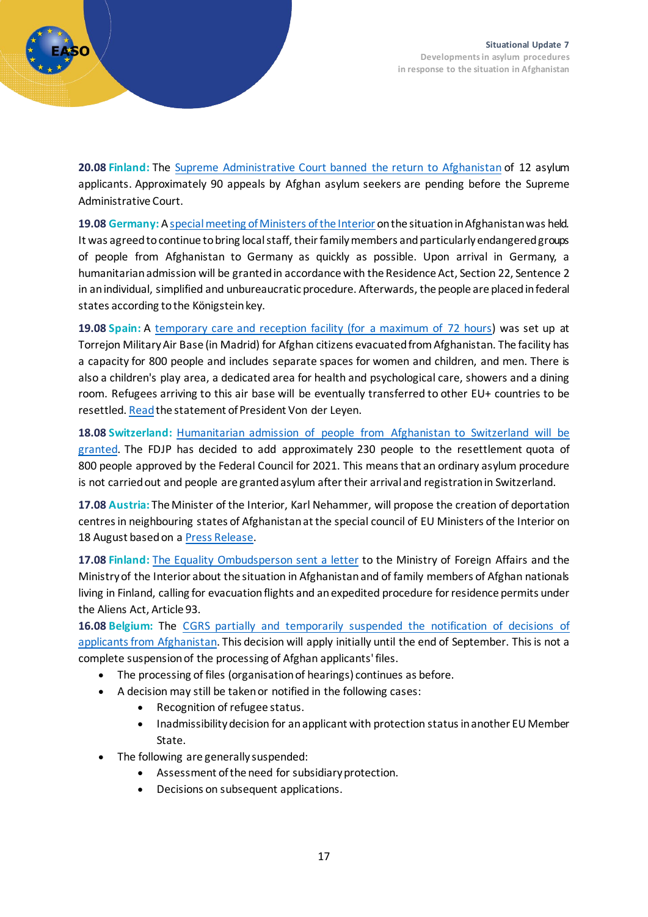**20.08 Finland:** The Supreme Administrative Court banned the return to Afghanistan of 12 asylum applicants. Approximately 90 appeals by Afghan asylum seekers are pending before the Supreme Administrative Court.

**19.08 Germany:** A special meeting of Ministers of the Interior on the situation in Afghanistan was held. It was agreed to continue to bring local staff, their family members and particularly endangered groups of people from Afghanistan to Germany as quickly as possible. Upon arrival in Germany, a humanitarian admission will be granted in accordance with the Residence Act, Section 22, Sentence 2 in an individual, simplified and unbureaucratic procedure. Afterwards, the people are placed in federal states according to the Königstein key.

**19.08 Spain:** A temporary care and reception facility (for a maximum of 72 hours) was set up at Torrejon Military Air Base (in Madrid) for Afghan citizens evacuated from Afghanistan. The facility has a capacity for 800 people and includes separate spaces for women and children, and men. There is also a children's play area, a dedicated area for health and psychological care, showers and a dining room. Refugees arriving to this air base will be eventually transferred to other EU+ countries to be resettled. Read the statement of President Von der Leyen.

**18.08 Switzerland:** Humanitarian admission of people from Afghanistan to Switzerland will be granted. The FDJP has decided to add approximately 230 people to the resettlement quota of 800 people approved by the Federal Council for 2021. This means that an ordinary asylum procedure is not carried out and people are granted asylum after their arrival and registration in Switzerland.

**17.08 Austria:** The Minister of the Interior, Karl Nehammer, will propose the creation of deportation centres in neighbouring states of Afghanistan at the special council of EU Ministers of the Interior on 18 August based on a Press Release.

**17.08 Finland:** The Equality Ombudsperson sent a letter to the Ministry of Foreign Affairs and the Ministry of the Interior about the situation in Afghanistan and of family members of Afghan nationals living in Finland, calling for evacuation flights and an expedited procedure for residence permits under the Aliens Act, Article 93.

**16.08 Belgium:** The CGRS partially and temporarily suspended the notification of decisions of applicants from Afghanistan. This decision will apply initially until the end of September. This is not a complete suspension of the processing of Afghan applicants' files.

- The processing of files (organisation of hearings) continues as before.
- A decision may still be taken or notified in the following cases:
  - Recognition of refugee status.
  - Inadmissibility decision for an applicant with protection status in another EU Member State.
- The following are generally suspended:
  - Assessment of the need for subsidiary protection.
  - Decisions on subsequent applications.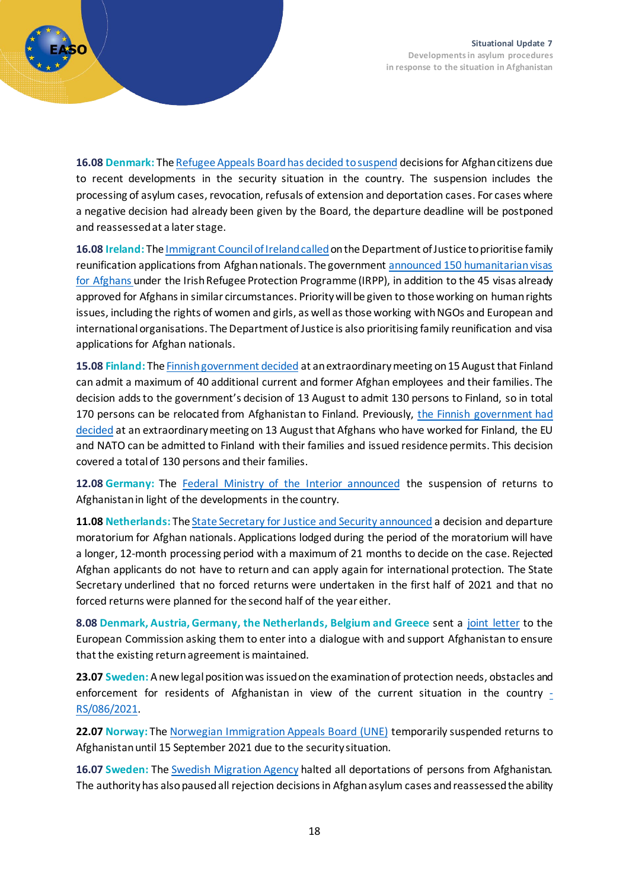**16.08 Denmark:** The Refugee Appeals Board has decided to suspend decisions for Afghan citizens due to recent developments in the security situation in the country. The suspension includes the processing of asylum cases, revocation, refusals of extension and deportation cases. For cases where a negative decision had already been given by the Board, the departure deadline will be postponed and reassessed at a later stage.

**16.08 Ireland:** The Immigrant Council of Ireland called on the Department of Justice to prioritise family reunification applications from Afghan nationals. The government announced 150 humanitarian visas for Afghans under the Irish Refugee Protection Programme (IRPP), in addition to the 45 visas already approved for Afghans in similar circumstances. Priority will be given to those working on human rights issues, including the rights of women and girls, as well as those working with NGOs and European and international organisations. The Department of Justice is also prioritising family reunification and visa applications for Afghan nationals.

**15.08 Finland:** The Finnish government decided at an extraordinary meeting on 15 August that Finland can admit a maximum of 40 additional current and former Afghan employees and their families. The decision adds to the government's decision of 13 August to admit 130 persons to Finland, so in total 170 persons can be relocated from Afghanistan to Finland. Previously, the Finnish government had decided at an extraordinary meeting on 13 August that Afghans who have worked for Finland, the EU and NATO can be admitted to Finland with their families and issued residence permits. This decision covered a total of 130 persons and their families.

**12.08 Germany:** The Federal Ministry of the Interior announced the suspension of returns to Afghanistan in light of the developments in the country.

**11.08 Netherlands:** The State Secretary for Justice and Security announced a decision and departure moratorium for Afghan nationals. Applications lodged during the period of the moratorium will have a longer, 12-month processing period with a maximum of 21 months to decide on the case. Rejected Afghan applicants do not have to return and can apply again for international protection. The State Secretary underlined that no forced returns were undertaken in the first half of 2021 and that no forced returns were planned for the second half of the year either.

**8.08 Denmark, Austria, Germany, the Netherlands, Belgium and Greece** sent a joint letter to the European Commission asking them to enter into a dialogue with and support Afghanistan to ensure that the existing return agreement is maintained.

**23.07 Sweden:** A new legal position was issued on the examination of protection needs, obstacles and enforcement for residents of Afghanistan in view of the current situation in the country - RS/086/2021.

**22.07 Norway:** The Norwegian Immigration Appeals Board (UNE) temporarily suspended returns to Afghanistan until 15 September 2021 due to the security situation.

**16.07 Sweden:** The Swedish Migration Agency halted all deportations of persons from Afghanistan. The authority has also paused all rejection decisions in Afghan asylum cases and reassessed the ability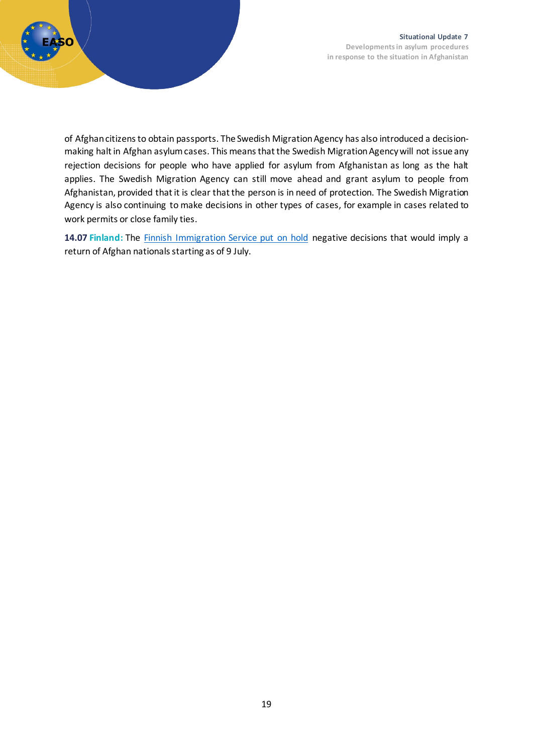of Afghan citizens to obtain passports. The Swedish Migration Agency has also introduced a decision-making halt in Afghan asylum cases. This means that the Swedish Migration Agency will not issue any rejection decisions for people who have applied for asylum from Afghanistan as long as the halt applies. The Swedish Migration Agency can still move ahead and grant asylum to people from Afghanistan, provided that it is clear that the person is in need of protection. The Swedish Migration Agency is also continuing to make decisions in other types of cases, for example in cases related to work permits or close family ties.

**14.07 Finland:** The Finnish Immigration Service put on hold negative decisions that would imply a return of Afghan nationals starting as of 9 July.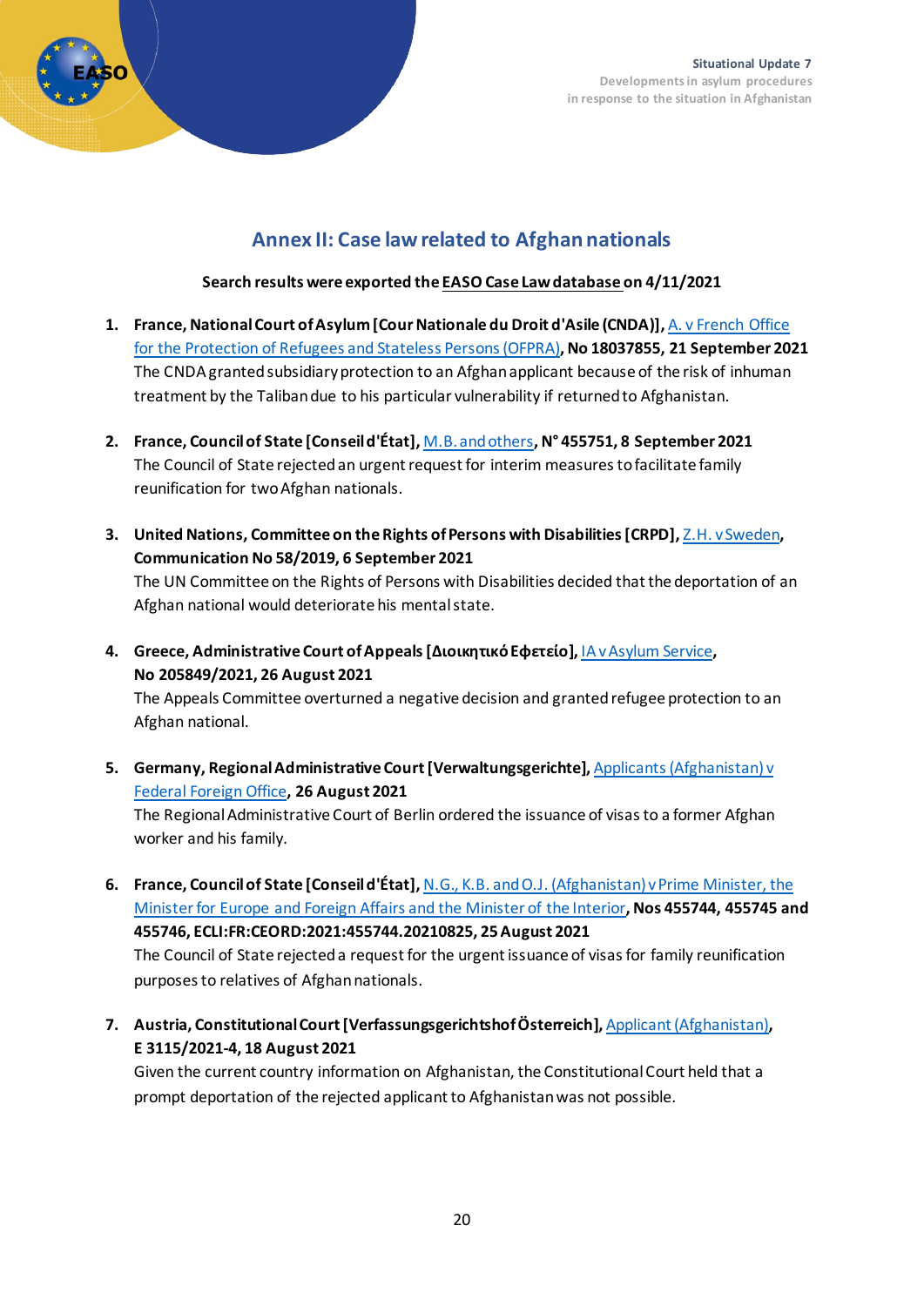## Annex II: Case law related to Afghan nationals

**Search results were exported the EASO Case Law database on 4/11/2021**

1. **France, National Court of Asylum [Cour Nationale du Droit d'Asile (CNDA)],** A. v French Office for the Protection of Refugees and Stateless Persons (OFPRA)**, No 18037855, 21 September 2021**
   The CNDA granted subsidiary protection to an Afghan applicant because of the risk of inhuman treatment by the Taliban due to his particular vulnerability if returned to Afghanistan.

2. **France, Council of State [Conseil d'État],** M.B. and others**, N° 455751, 8 September 2021**
   The Council of State rejected an urgent request for interim measures to facilitate family reunification for two Afghan nationals.

3. **United Nations, Committee on the Rights of Persons with Disabilities [CRPD],** Z.H. v Sweden**, Communication No 58/2019, 6 September 2021**
   The UN Committee on the Rights of Persons with Disabilities decided that the deportation of an Afghan national would deteriorate his mental state.

4. **Greece, Administrative Court of Appeals [Διοικητικό Εφετείο],** IA v Asylum Service**, No 205849/2021, 26 August 2021**
   The Appeals Committee overturned a negative decision and granted refugee protection to an Afghan national.

5. **Germany, Regional Administrative Court [Verwaltungsgerichte],** Applicants (Afghanistan) v Federal Foreign Office**, 26 August 2021**
   The Regional Administrative Court of Berlin ordered the issuance of visas to a former Afghan worker and his family.

6. **France, Council of State [Conseil d'État],** N.G., K.B. and O.J. (Afghanistan) v Prime Minister, the Minister for Europe and Foreign Affairs and the Minister of the Interior**, Nos 455744, 455745 and 455746, ECLI:FR:CEORD:2021:455744.20210825, 25 August 2021**
   The Council of State rejected a request for the urgent issuance of visas for family reunification purposes to relatives of Afghan nationals.

7. **Austria, Constitutional Court [Verfassungsgerichtshof Österreich],** Applicant (Afghanistan)**, E 3115/2021-4, 18 August 2021**
   Given the current country information on Afghanistan, the Constitutional Court held that a prompt deportation of the rejected applicant to Afghanistan was not possible.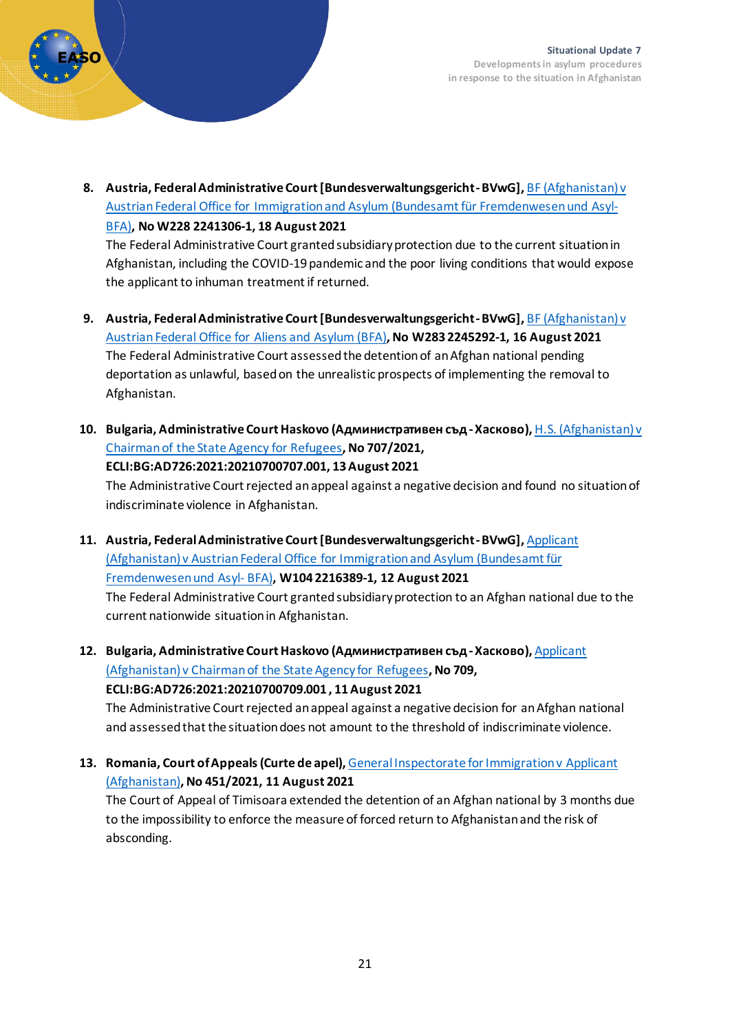8. **Austria, Federal Administrative Court [Bundesverwaltungsgericht - BVwG],** BF (Afghanistan) v Austrian Federal Office for Immigration and Asylum (Bundesamt für Fremdenwesen und Asyl- BFA), **No W228 2241306-1, 18 August 2021**
   The Federal Administrative Court granted subsidiary protection due to the current situation in Afghanistan, including the COVID-19 pandemic and the poor living conditions that would expose the applicant to inhuman treatment if returned.

9. **Austria, Federal Administrative Court [Bundesverwaltungsgericht - BVwG],** BF (Afghanistan) v Austrian Federal Office for Aliens and Asylum (BFA), **No W283 2245292-1, 16 August 2021**
   The Federal Administrative Court assessed the detention of an Afghan national pending deportation as unlawful, based on the unrealistic prospects of implementing the removal to Afghanistan.

10. **Bulgaria, Administrative Court Haskovo (Административен съд - Хасково),** H.S. (Afghanistan) v Chairman of the State Agency for Refugees, **No 707/2021, ECLI:BG:AD726:2021:20210700707.001, 13 August 2021**
    The Administrative Court rejected an appeal against a negative decision and found no situation of indiscriminate violence in Afghanistan.

11. **Austria, Federal Administrative Court [Bundesverwaltungsgericht - BVwG],** Applicant (Afghanistan) v Austrian Federal Office for Immigration and Asylum (Bundesamt für Fremdenwesen und Asyl- BFA), **W104 2216389-1, 12 August 2021**
    The Federal Administrative Court granted subsidiary protection to an Afghan national due to the current nationwide situation in Afghanistan.

12. **Bulgaria, Administrative Court Haskovo (Административен съд - Хасково),** Applicant (Afghanistan) v Chairman of the State Agency for Refugees, **No 709, ECLI:BG:AD726:2021:20210700709.001 , 11 August 2021**
    The Administrative Court rejected an appeal against a negative decision for an Afghan national and assessed that the situation does not amount to the threshold of indiscriminate violence.

13. **Romania, Court of Appeals (Curte de apel),** General Inspectorate for Immigration v Applicant (Afghanistan), **No 451/2021, 11 August 2021**
    The Court of Appeal of Timisoara extended the detention of an Afghan national by 3 months due to the impossibility to enforce the measure of forced return to Afghanistan and the risk of absconding.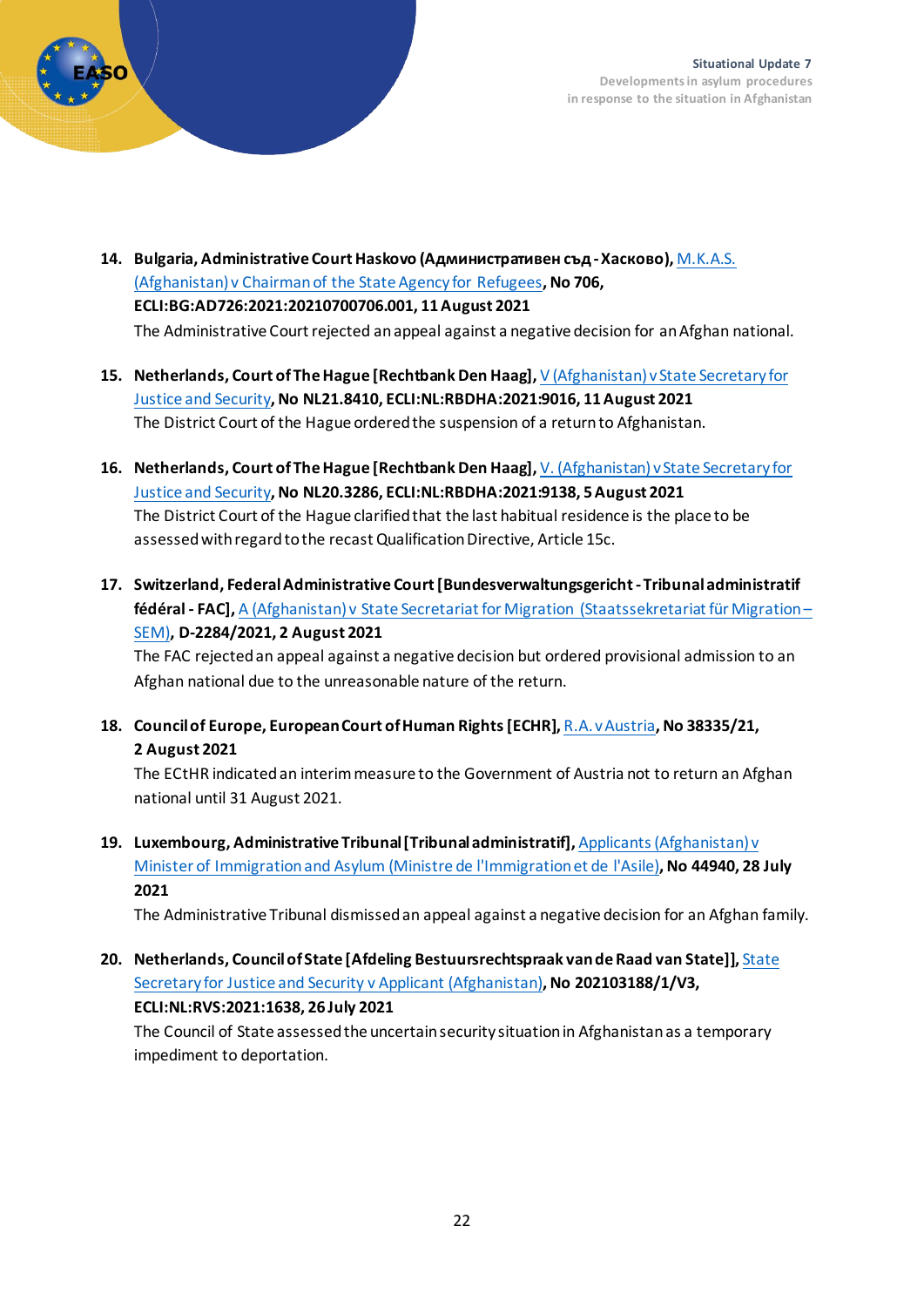14. **Bulgaria, Administrative Court Haskovo (Административен съд - Хасково),** M.K.A.S. (Afghanistan) v Chairman of the State Agency for Refugees**, No 706, ECLI:BG:AD726:2021:20210700706.001, 11 August 2021**
    The Administrative Court rejected an appeal against a negative decision for an Afghan national.

15. **Netherlands, Court of The Hague [Rechtbank Den Haag],** V (Afghanistan) v State Secretary for Justice and Security**, No NL21.8410, ECLI:NL:RBDHA:2021:9016, 11 August 2021**
    The District Court of the Hague ordered the suspension of a return to Afghanistan.

16. **Netherlands, Court of The Hague [Rechtbank Den Haag],** V. (Afghanistan) v State Secretary for Justice and Security**, No NL20.3286, ECLI:NL:RBDHA:2021:9138, 5 August 2021**
    The District Court of the Hague clarified that the last habitual residence is the place to be assessed with regard to the recast Qualification Directive, Article 15c.

17. **Switzerland, Federal Administrative Court [Bundesverwaltungsgericht - Tribunal administratif fédéral - FAC],** A (Afghanistan) v State Secretariat for Migration (Staatssekretariat für Migration – SEM)**, D-2284/2021, 2 August 2021**
    The FAC rejected an appeal against a negative decision but ordered provisional admission to an Afghan national due to the unreasonable nature of the return.

18. **Council of Europe, European Court of Human Rights [ECHR],** R.A. v Austria**, No 38335/21, 2 August 2021**
    The ECtHR indicated an interim measure to the Government of Austria not to return an Afghan national until 31 August 2021.

19. **Luxembourg, Administrative Tribunal [Tribunal administratif],** Applicants (Afghanistan) v Minister of Immigration and Asylum (Ministre de l'Immigration et de l'Asile)**, No 44940, 28 July 2021**
    The Administrative Tribunal dismissed an appeal against a negative decision for an Afghan family.

20. **Netherlands, Council of State [Afdeling Bestuursrechtspraak van de Raad van State]],** State Secretary for Justice and Security v Applicant (Afghanistan)**, No 202103188/1/V3, ECLI:NL:RVS:2021:1638, 26 July 2021**
    The Council of State assessed the uncertain security situation in Afghanistan as a temporary impediment to deportation.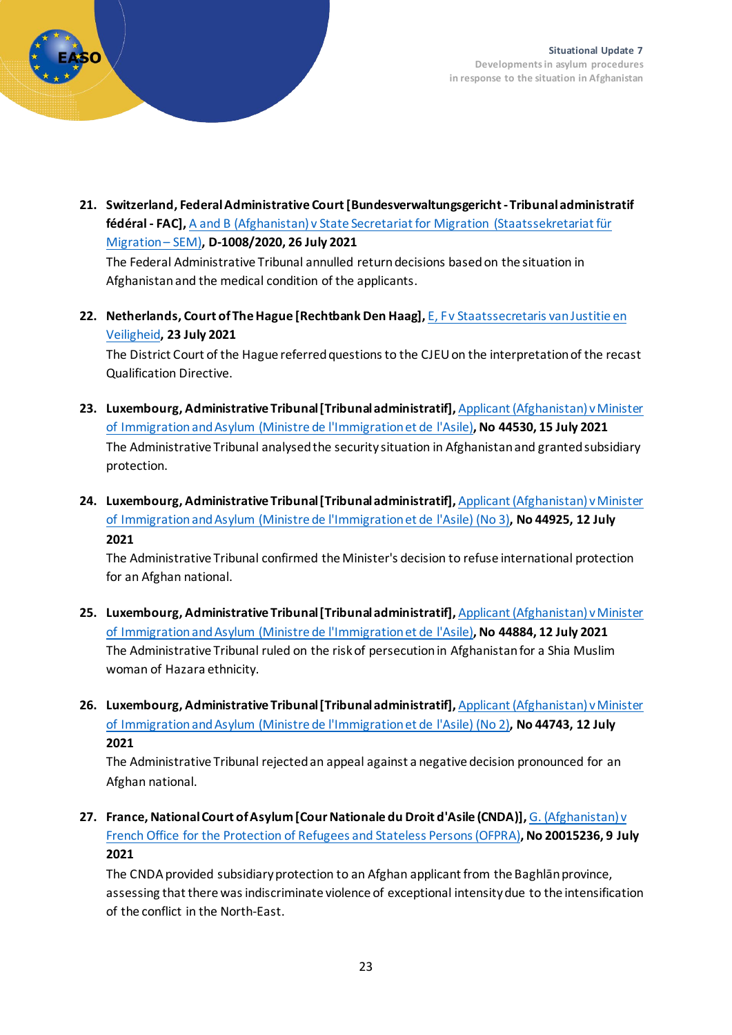21. **Switzerland, Federal Administrative Court [Bundesverwaltungsgericht - Tribunal administratif fédéral - FAC],** A and B (Afghanistan) v State Secretariat for Migration (Staatssekretariat für Migration – SEM)**, D-1008/2020, 26 July 2021**
    The Federal Administrative Tribunal annulled return decisions based on the situation in Afghanistan and the medical condition of the applicants.

22. **Netherlands, Court of The Hague [Rechtbank Den Haag],** E, F v Staatssecretaris van Justitie en Veiligheid**, 23 July 2021**
    The District Court of the Hague referred questions to the CJEU on the interpretation of the recast Qualification Directive.

23. **Luxembourg, Administrative Tribunal [Tribunal administratif],** Applicant (Afghanistan) v Minister of Immigration and Asylum (Ministre de l'Immigration et de l'Asile)**, No 44530, 15 July 2021**
    The Administrative Tribunal analysed the security situation in Afghanistan and granted subsidiary protection.

24. **Luxembourg, Administrative Tribunal [Tribunal administratif],** Applicant (Afghanistan) v Minister of Immigration and Asylum (Ministre de l'Immigration et de l'Asile) (No 3)**, No 44925, 12 July 2021**
    The Administrative Tribunal confirmed the Minister's decision to refuse international protection for an Afghan national.

25. **Luxembourg, Administrative Tribunal [Tribunal administratif],** Applicant (Afghanistan) v Minister of Immigration and Asylum (Ministre de l'Immigration et de l'Asile)**, No 44884, 12 July 2021**
    The Administrative Tribunal ruled on the risk of persecution in Afghanistan for a Shia Muslim woman of Hazara ethnicity.

26. **Luxembourg, Administrative Tribunal [Tribunal administratif],** Applicant (Afghanistan) v Minister of Immigration and Asylum (Ministre de l'Immigration et de l'Asile) (No 2)**, No 44743, 12 July 2021**
    The Administrative Tribunal rejected an appeal against a negative decision pronounced for an Afghan national.

27. **France, National Court of Asylum [Cour Nationale du Droit d'Asile (CNDA)],** G. (Afghanistan) v French Office for the Protection of Refugees and Stateless Persons (OFPRA)**, No 20015236, 9 July 2021**
    The CNDA provided subsidiary protection to an Afghan applicant from the Baghlān province, assessing that there was indiscriminate violence of exceptional intensity due to the intensification of the conflict in the North-East.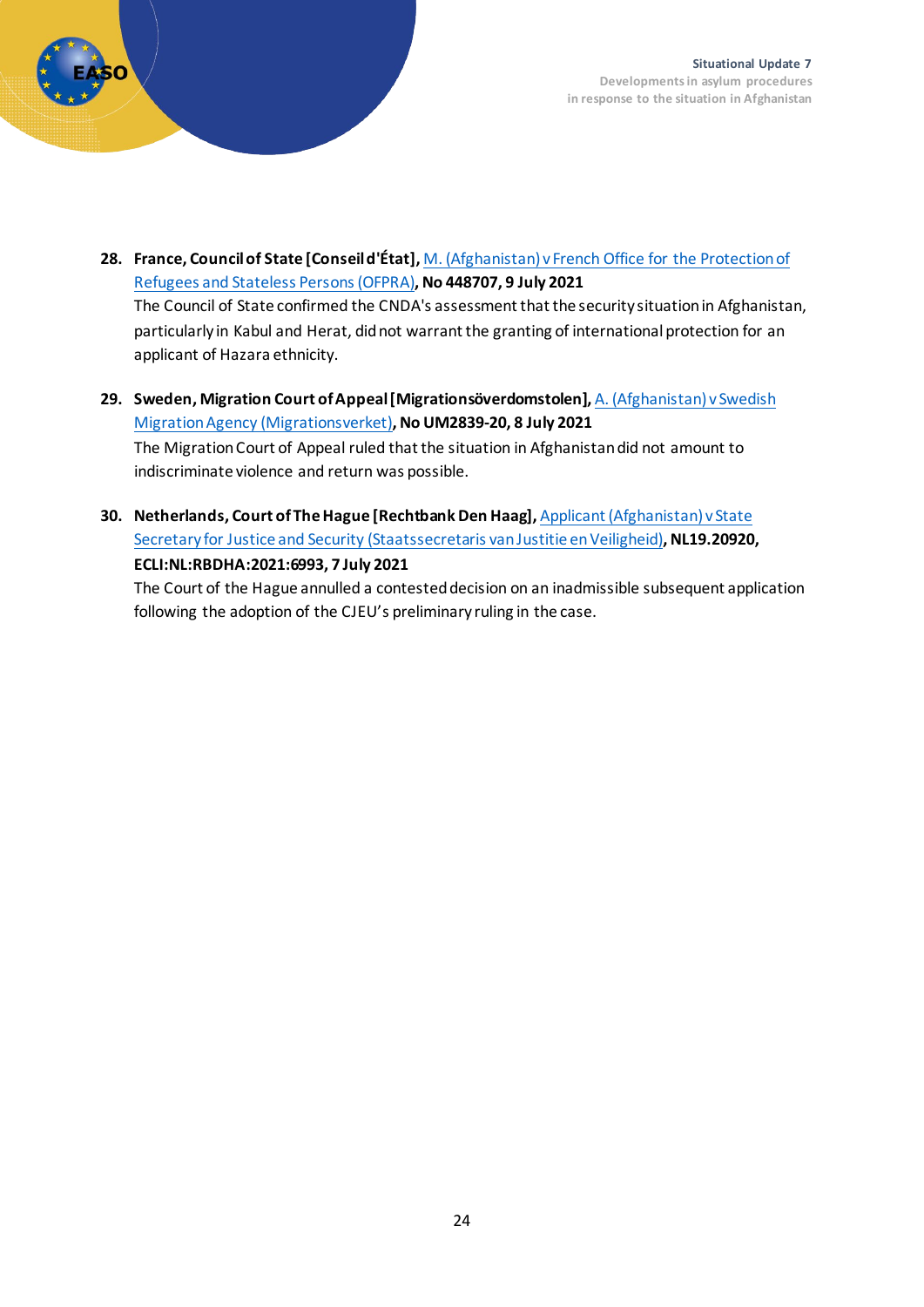28. **France, Council of State [Conseil d'État],** M. (Afghanistan) v French Office for the Protection of Refugees and Stateless Persons (OFPRA)**, No 448707, 9 July 2021**
    The Council of State confirmed the CNDA's assessment that the security situation in Afghanistan, particularly in Kabul and Herat, did not warrant the granting of international protection for an applicant of Hazara ethnicity.

29. **Sweden, Migration Court of Appeal [Migrationsöverdomstolen],** A. (Afghanistan) v Swedish Migration Agency (Migrationsverket)**, No UM2839-20, 8 July 2021**
    The Migration Court of Appeal ruled that the situation in Afghanistan did not amount to indiscriminate violence and return was possible.

30. **Netherlands, Court of The Hague [Rechtbank Den Haag],** Applicant (Afghanistan) v State Secretary for Justice and Security (Staatssecretaris van Justitie en Veiligheid)**, NL19.20920, ECLI:NL:RBDHA:2021:6993, 7 July 2021**
    The Court of the Hague annulled a contested decision on an inadmissible subsequent application following the adoption of the CJEU's preliminary ruling in the case.